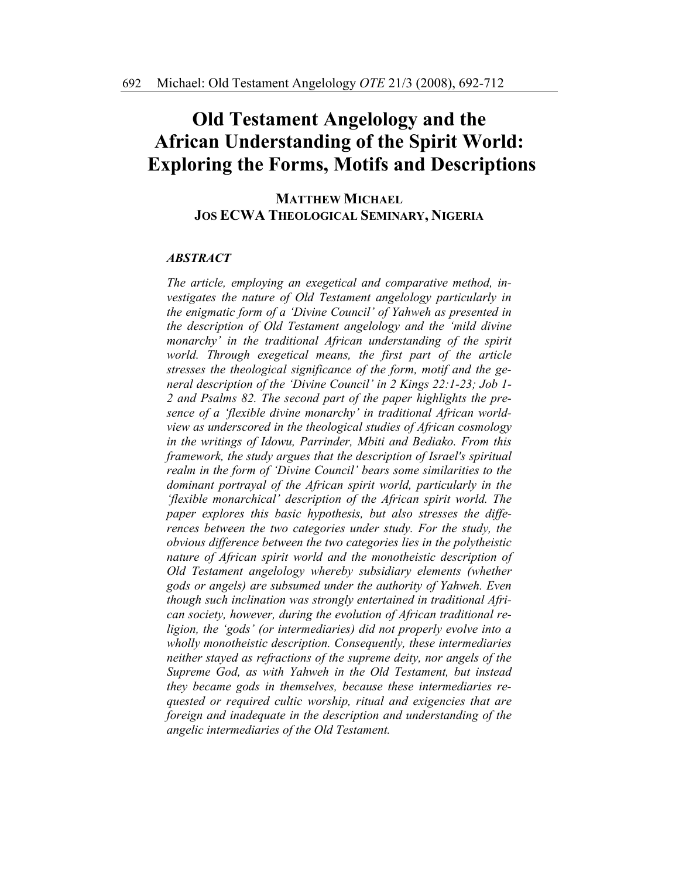# Old Testament Angelology and the African Understanding of the Spirit World: Exploring the Forms, Motifs and Descriptions

**MATTHEW MICHAEL**
**JOS ECWA THEOLOGICAL SEMINARY, NIGERIA**

## *ABSTRACT*

*The article, employing an exegetical and comparative method, investigates the nature of Old Testament angelology particularly in the enigmatic form of a 'Divine Council' of Yahweh as presented in the description of Old Testament angelology and the 'mild divine monarchy' in the traditional African understanding of the spirit world. Through exegetical means, the first part of the article stresses the theological significance of the form, motif and the general description of the 'Divine Council' in 2 Kings 22:1-23; Job 1-2 and Psalms 82. The second part of the paper highlights the presence of a 'flexible divine monarchy' in traditional African worldview as underscored in the theological studies of African cosmology in the writings of Idowu, Parrinder, Mbiti and Bediako. From this framework, the study argues that the description of Israel's spiritual realm in the form of 'Divine Council' bears some similarities to the dominant portrayal of the African spirit world, particularly in the 'flexible monarchical' description of the African spirit world. The paper explores this basic hypothesis, but also stresses the differences between the two categories under study. For the study, the obvious difference between the two categories lies in the polytheistic nature of African spirit world and the monotheistic description of Old Testament angelology whereby subsidiary elements (whether gods or angels) are subsumed under the authority of Yahweh. Even though such inclination was strongly entertained in traditional African society, however, during the evolution of African traditional religion, the 'gods' (or intermediaries) did not properly evolve into a wholly monotheistic description. Consequently, these intermediaries neither stayed as refractions of the supreme deity, nor angels of the Supreme God, as with Yahweh in the Old Testament, but instead they became gods in themselves, because these intermediaries requested or required cultic worship, ritual and exigencies that are foreign and inadequate in the description and understanding of the angelic intermediaries of the Old Testament.*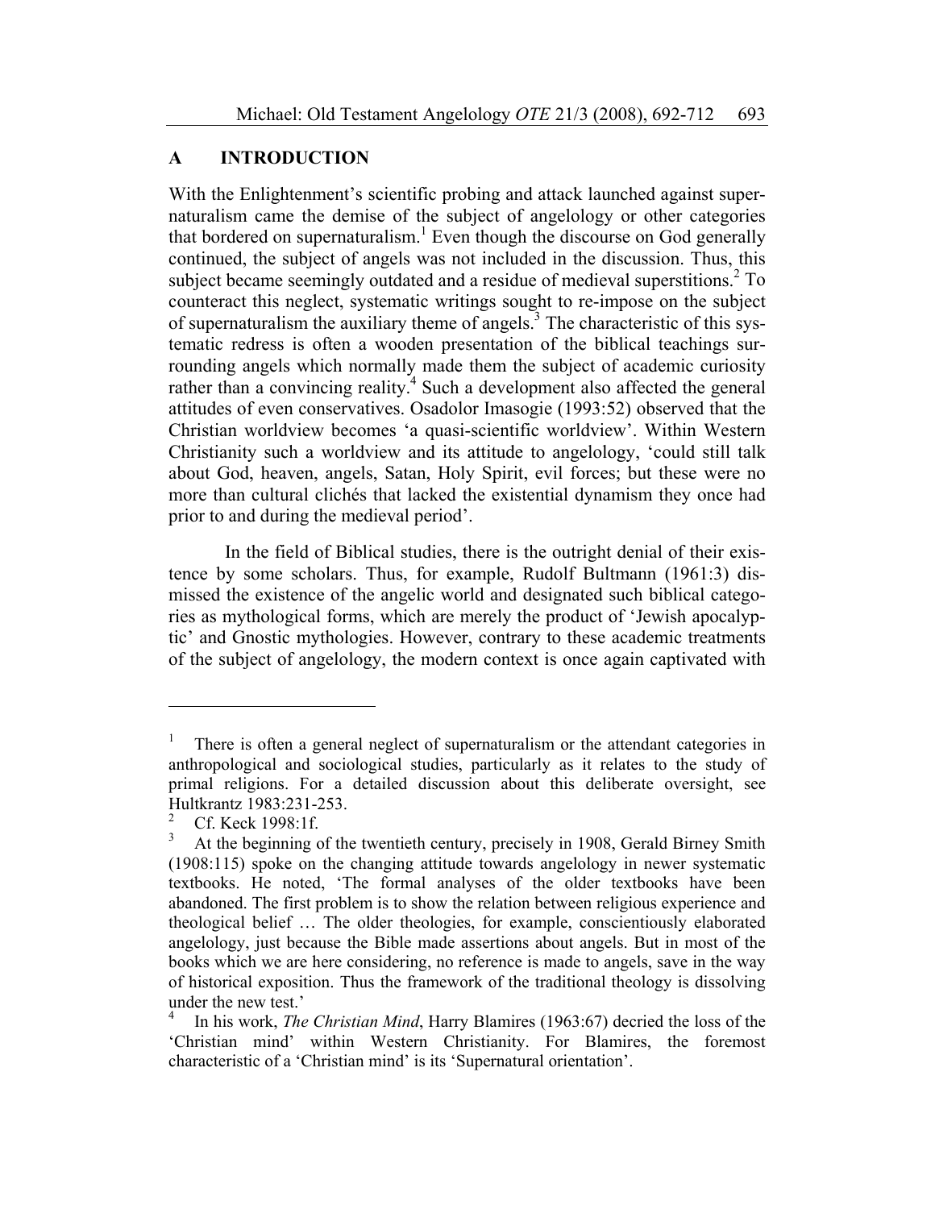## A INTRODUCTION

With the Enlightenment's scientific probing and attack launched against supernaturalism came the demise of the subject of angelology or other categories that bordered on supernaturalism.[1] Even though the discourse on God generally continued, the subject of angels was not included in the discussion. Thus, this subject became seemingly outdated and a residue of medieval superstitions.[2] To counteract this neglect, systematic writings sought to re-impose on the subject of supernaturalism the auxiliary theme of angels.[3] The characteristic of this systematic redress is often a wooden presentation of the biblical teachings surrounding angels which normally made them the subject of academic curiosity rather than a convincing reality.[4] Such a development also affected the general attitudes of even conservatives. Osadolor Imasogie (1993:52) observed that the Christian worldview becomes 'a quasi-scientific worldview'. Within Western Christianity such a worldview and its attitude to angelology, 'could still talk about God, heaven, angels, Satan, Holy Spirit, evil forces; but these were no more than cultural clichés that lacked the existential dynamism they once had prior to and during the medieval period'.

In the field of Biblical studies, there is the outright denial of their existence by some scholars. Thus, for example, Rudolf Bultmann (1961:3) dismissed the existence of the angelic world and designated such biblical categories as mythological forms, which are merely the product of 'Jewish apocalyptic' and Gnostic mythologies. However, contrary to these academic treatments of the subject of angelology, the modern context is once again captivated with

---

[1] There is often a general neglect of supernaturalism or the attendant categories in anthropological and sociological studies, particularly as it relates to the study of primal religions. For a detailed discussion about this deliberate oversight, see Hultkrantz 1983:231-253.

[2] Cf. Keck 1998:1f.

[3] At the beginning of the twentieth century, precisely in 1908, Gerald Birney Smith (1908:115) spoke on the changing attitude towards angelology in newer systematic textbooks. He noted, 'The formal analyses of the older textbooks have been abandoned. The first problem is to show the relation between religious experience and theological belief … The older theologies, for example, conscientiously elaborated angelology, just because the Bible made assertions about angels. But in most of the books which we are here considering, no reference is made to angels, save in the way of historical exposition. Thus the framework of the traditional theology is dissolving under the new test.'

[4] In his work, *The Christian Mind*, Harry Blamires (1963:67) decried the loss of the 'Christian mind' within Western Christianity. For Blamires, the foremost characteristic of a 'Christian mind' is its 'Supernatural orientation'.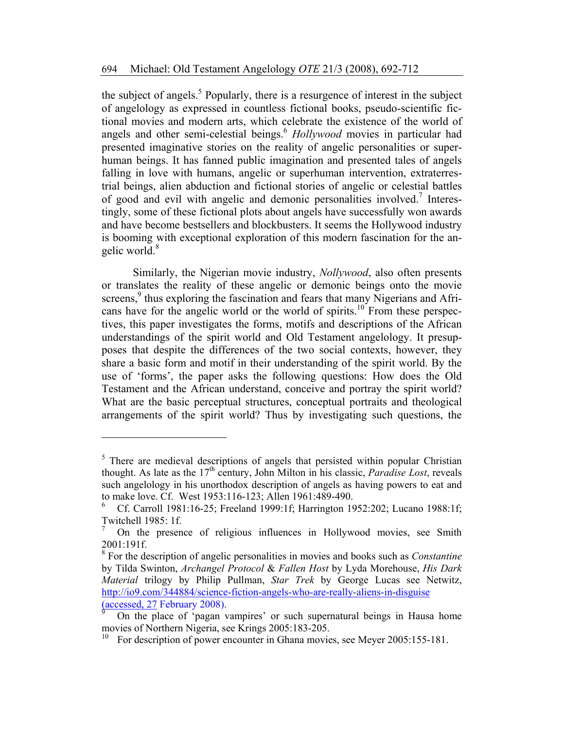the subject of angels.[5] Popularly, there is a resurgence of interest in the subject of angelology as expressed in countless fictional books, pseudo-scientific fictional movies and modern arts, which celebrate the existence of the world of angels and other semi-celestial beings.[6] *Hollywood* movies in particular had presented imaginative stories on the reality of angelic personalities or superhuman beings. It has fanned public imagination and presented tales of angels falling in love with humans, angelic or superhuman intervention, extraterrestrial beings, alien abduction and fictional stories of angelic or celestial battles of good and evil with angelic and demonic personalities involved.[7] Interestingly, some of these fictional plots about angels have successfully won awards and have become bestsellers and blockbusters. It seems the Hollywood industry is booming with exceptional exploration of this modern fascination for the angelic world.[8]

Similarly, the Nigerian movie industry, *Nollywood*, also often presents or translates the reality of these angelic or demonic beings onto the movie screens,[9] thus exploring the fascination and fears that many Nigerians and Africans have for the angelic world or the world of spirits.[10] From these perspectives, this paper investigates the forms, motifs and descriptions of the African understandings of the spirit world and Old Testament angelology. It presupposes that despite the differences of the two social contexts, however, they share a basic form and motif in their understanding of the spirit world. By the use of 'forms', the paper asks the following questions: How does the Old Testament and the African understand, conceive and portray the spirit world? What are the basic perceptual structures, conceptual portraits and theological arrangements of the spirit world? Thus by investigating such questions, the

---

[5] There are medieval descriptions of angels that persisted within popular Christian thought. As late as the 17th century, John Milton in his classic, *Paradise Lost*, reveals such angelology in his unorthodox description of angels as having powers to eat and to make love. Cf. West 1953:116-123; Allen 1961:489-490.

[6] Cf. Carroll 1981:16-25; Freeland 1999:1f; Harrington 1952:202; Lucano 1988:1f; Twitchell 1985: 1f.

[7] On the presence of religious influences in Hollywood movies, see Smith 2001:191f.

[8] For the description of angelic personalities in movies and books such as *Constantine* by Tilda Swinton, *Archangel Protocol* & *Fallen Host* by Lyda Morehouse, *His Dark Material* trilogy by Philip Pullman, *Star Trek* by George Lucas see Netwitz, http://io9.com/344884/science-fiction-angels-who-are-really-aliens-in-disguise (accessed, 27 February 2008).

[9] On the place of 'pagan vampires' or such supernatural beings in Hausa home movies of Northern Nigeria, see Krings 2005:183-205.

[10] For description of power encounter in Ghana movies, see Meyer 2005:155-181.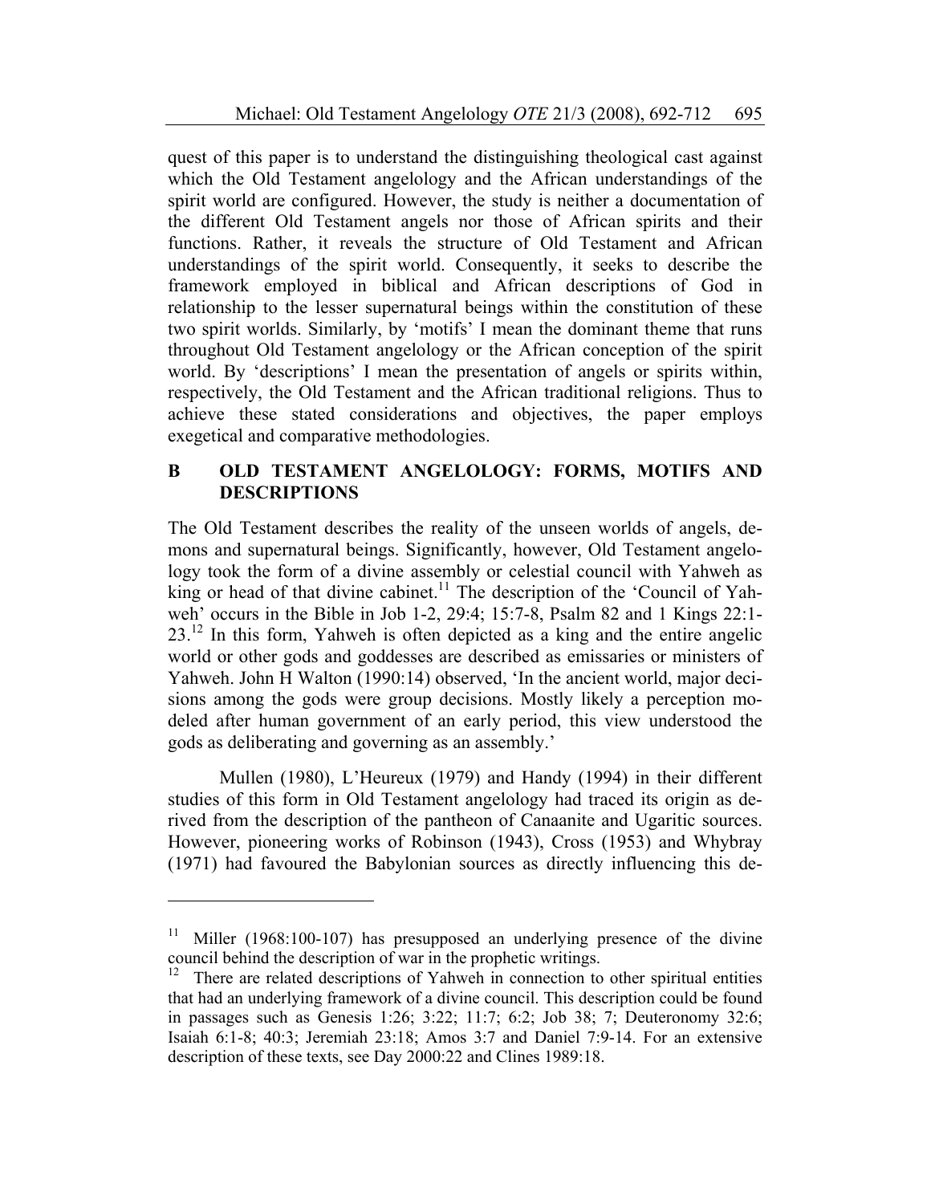quest of this paper is to understand the distinguishing theological cast against which the Old Testament angelology and the African understandings of the spirit world are configured. However, the study is neither a documentation of the different Old Testament angels nor those of African spirits and their functions. Rather, it reveals the structure of Old Testament and African understandings of the spirit world. Consequently, it seeks to describe the framework employed in biblical and African descriptions of God in relationship to the lesser supernatural beings within the constitution of these two spirit worlds. Similarly, by 'motifs' I mean the dominant theme that runs throughout Old Testament angelology or the African conception of the spirit world. By 'descriptions' I mean the presentation of angels or spirits within, respectively, the Old Testament and the African traditional religions. Thus to achieve these stated considerations and objectives, the paper employs exegetical and comparative methodologies.

## B OLD TESTAMENT ANGELOLOGY: FORMS, MOTIFS AND DESCRIPTIONS

The Old Testament describes the reality of the unseen worlds of angels, demons and supernatural beings. Significantly, however, Old Testament angelology took the form of a divine assembly or celestial council with Yahweh as king or head of that divine cabinet.[11] The description of the 'Council of Yahweh' occurs in the Bible in Job 1-2, 29:4; 15:7-8, Psalm 82 and 1 Kings 22:1-23.[12] In this form, Yahweh is often depicted as a king and the entire angelic world or other gods and goddesses are described as emissaries or ministers of Yahweh. John H Walton (1990:14) observed, 'In the ancient world, major decisions among the gods were group decisions. Mostly likely a perception modeled after human government of an early period, this view understood the gods as deliberating and governing as an assembly.'

Mullen (1980), L'Heureux (1979) and Handy (1994) in their different studies of this form in Old Testament angelology had traced its origin as derived from the description of the pantheon of Canaanite and Ugaritic sources. However, pioneering works of Robinson (1943), Cross (1953) and Whybray (1971) had favoured the Babylonian sources as directly influencing this de-

---

[11] Miller (1968:100-107) has presupposed an underlying presence of the divine council behind the description of war in the prophetic writings.

[12] There are related descriptions of Yahweh in connection to other spiritual entities that had an underlying framework of a divine council. This description could be found in passages such as Genesis 1:26; 3:22; 11:7; 6:2; Job 38; 7; Deuteronomy 32:6; Isaiah 6:1-8; 40:3; Jeremiah 23:18; Amos 3:7 and Daniel 7:9-14. For an extensive description of these texts, see Day 2000:22 and Clines 1989:18.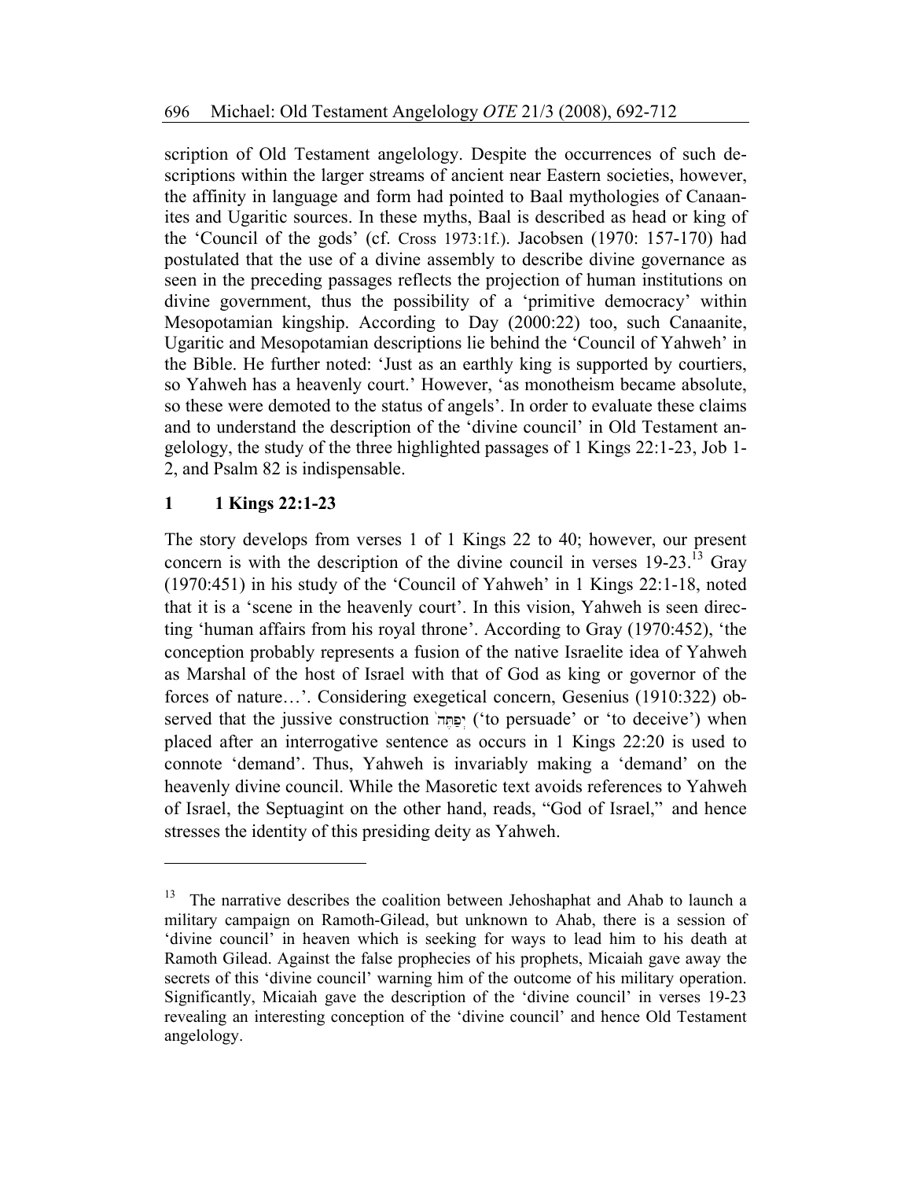scription of Old Testament angelology. Despite the occurrences of such descriptions within the larger streams of ancient near Eastern societies, however, the affinity in language and form had pointed to Baal mythologies of Canaanites and Ugaritic sources. In these myths, Baal is described as head or king of the 'Council of the gods' (cf. Cross 1973:1f.). Jacobsen (1970: 157-170) had postulated that the use of a divine assembly to describe divine governance as seen in the preceding passages reflects the projection of human institutions on divine government, thus the possibility of a 'primitive democracy' within Mesopotamian kingship. According to Day (2000:22) too, such Canaanite, Ugaritic and Mesopotamian descriptions lie behind the 'Council of Yahweh' in the Bible. He further noted: 'Just as an earthly king is supported by courtiers, so Yahweh has a heavenly court.' However, 'as monotheism became absolute, so these were demoted to the status of angels'. In order to evaluate these claims and to understand the description of the 'divine council' in Old Testament angelology, the study of the three highlighted passages of 1 Kings 22:1-23, Job 1-2, and Psalm 82 is indispensable.

## 1 1 Kings 22:1-23

The story develops from verses 1 of 1 Kings 22 to 40; however, our present concern is with the description of the divine council in verses 19-23.[13] Gray (1970:451) in his study of the 'Council of Yahweh' in 1 Kings 22:1-18, noted that it is a 'scene in the heavenly court'. In this vision, Yahweh is seen directing 'human affairs from his royal throne'. According to Gray (1970:452), 'the conception probably represents a fusion of the native Israelite idea of Yahweh as Marshal of the host of Israel with that of God as king or governor of the forces of nature…'. Considering exegetical concern, Gesenius (1910:322) observed that the jussive construction יְפַתֶּה ('to persuade' or 'to deceive') when placed after an interrogative sentence as occurs in 1 Kings 22:20 is used to connote 'demand'. Thus, Yahweh is invariably making a 'demand' on the heavenly divine council. While the Masoretic text avoids references to Yahweh of Israel, the Septuagint on the other hand, reads, "God of Israel," and hence stresses the identity of this presiding deity as Yahweh.

---

[13] The narrative describes the coalition between Jehoshaphat and Ahab to launch a military campaign on Ramoth-Gilead, but unknown to Ahab, there is a session of 'divine council' in heaven which is seeking for ways to lead him to his death at Ramoth Gilead. Against the false prophecies of his prophets, Micaiah gave away the secrets of this 'divine council' warning him of the outcome of his military operation. Significantly, Micaiah gave the description of the 'divine council' in verses 19-23 revealing an interesting conception of the 'divine council' and hence Old Testament angelology.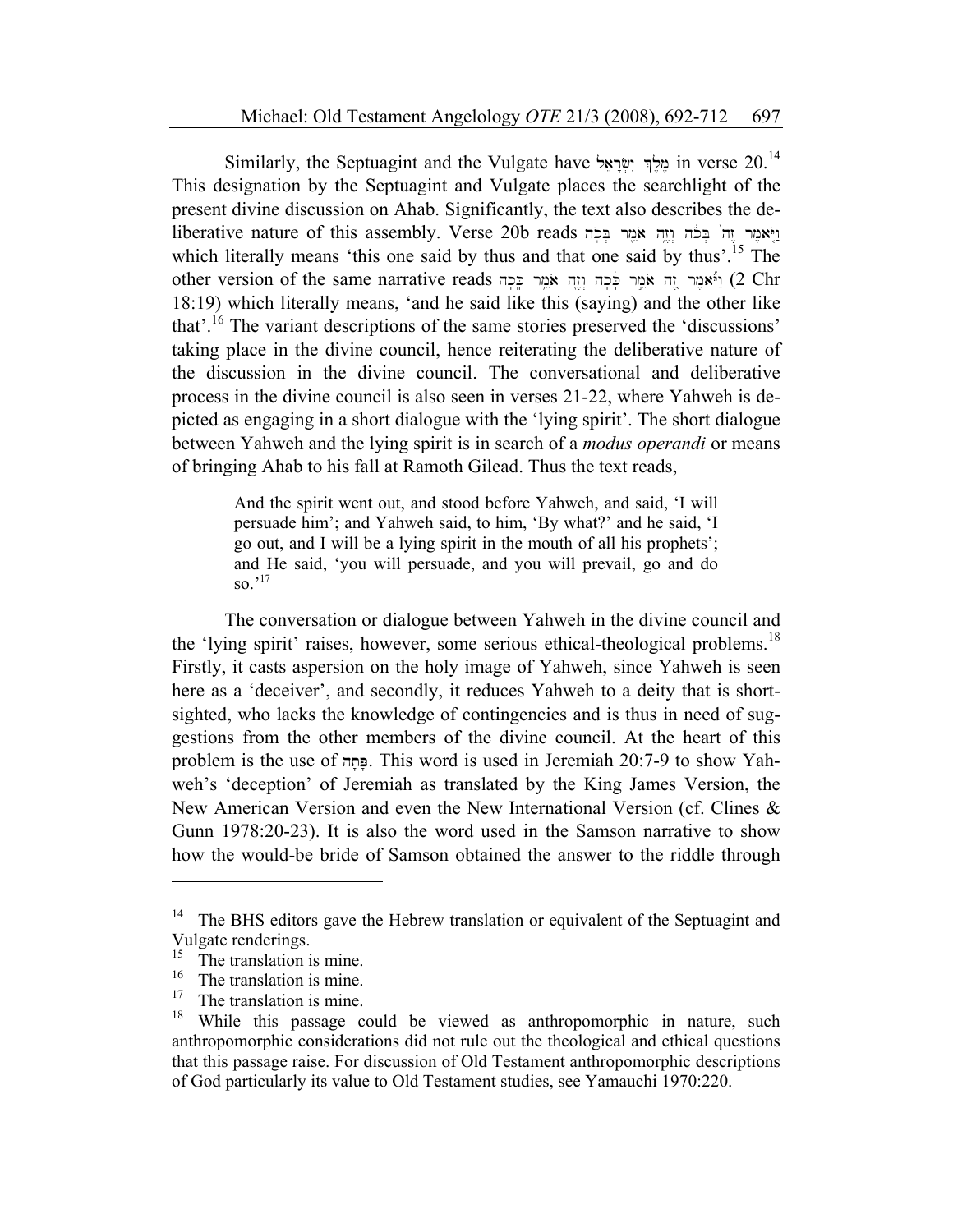Similarly, the Septuagint and the Vulgate have מֶלֶךְ יִשְׂרָאֵל in verse 20.[14] This designation by the Septuagint and Vulgate places the searchlight of the present divine discussion on Ahab. Significantly, the text also describes the deliberative nature of this assembly. Verse 20b reads וַיֹּאמֶר זֶה֙ בְּכֹ֔ה וְזֶ֥ה אֹמֵ֖ר בְּכֹֽה which literally means 'this one said by thus and that one said by thus'.[15] The other version of the same narrative reads וַיֹּ֕אמֶר זֶ֚ה אֹמֵ֣ר כָּ֔כָה וְזֶ֖ה אֹמֵ֥ר כָּֽכָה (2 Chr 18:19) which literally means, 'and he said like this (saying) and the other like that'.[16] The variant descriptions of the same stories preserved the 'discussions' taking place in the divine council, hence reiterating the deliberative nature of the discussion in the divine council. The conversational and deliberative process in the divine council is also seen in verses 21-22, where Yahweh is depicted as engaging in a short dialogue with the 'lying spirit'. The short dialogue between Yahweh and the lying spirit is in search of a *modus operandi* or means of bringing Ahab to his fall at Ramoth Gilead. Thus the text reads,

> And the spirit went out, and stood before Yahweh, and said, 'I will persuade him'; and Yahweh said, to him, 'By what?' and he said, 'I go out, and I will be a lying spirit in the mouth of all his prophets'; and He said, 'you will persuade, and you will prevail, go and do so.'[17]

The conversation or dialogue between Yahweh in the divine council and the 'lying spirit' raises, however, some serious ethical-theological problems.[18] Firstly, it casts aspersion on the holy image of Yahweh, since Yahweh is seen here as a 'deceiver', and secondly, it reduces Yahweh to a deity that is short-sighted, who lacks the knowledge of contingencies and is thus in need of suggestions from the other members of the divine council. At the heart of this problem is the use of פָּתָה. This word is used in Jeremiah 20:7-9 to show Yahweh's 'deception' of Jeremiah as translated by the King James Version, the New American Version and even the New International Version (cf. Clines & Gunn 1978:20-23). It is also the word used in the Samson narrative to show how the would-be bride of Samson obtained the answer to the riddle through

---

[14] The BHS editors gave the Hebrew translation or equivalent of the Septuagint and Vulgate renderings.

[15] The translation is mine.

[16] The translation is mine.

[17] The translation is mine.

[18] While this passage could be viewed as anthropomorphic in nature, such anthropomorphic considerations did not rule out the theological and ethical questions that this passage raise. For discussion of Old Testament anthropomorphic descriptions of God particularly its value to Old Testament studies, see Yamauchi 1970:220.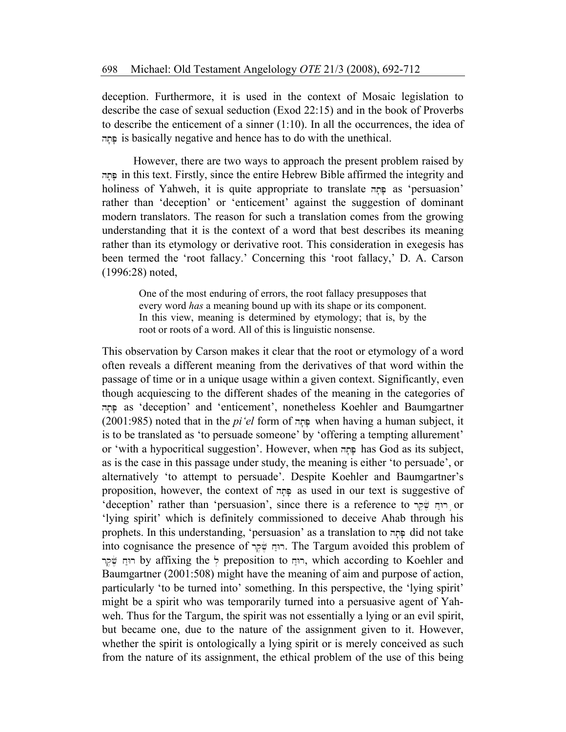deception. Furthermore, it is used in the context of Mosaic legislation to describe the case of sexual seduction (Exod 22:15) and in the book of Proverbs to describe the enticement of a sinner (1:10). In all the occurrences, the idea of פָּתָה is basically negative and hence has to do with the unethical.

However, there are two ways to approach the present problem raised by פָּתָה in this text. Firstly, since the entire Hebrew Bible affirmed the integrity and holiness of Yahweh, it is quite appropriate to translate פָּתָה as 'persuasion' rather than 'deception' or 'enticement' against the suggestion of dominant modern translators. The reason for such a translation comes from the growing understanding that it is the context of a word that best describes its meaning rather than its etymology or derivative root. This consideration in exegesis has been termed the 'root fallacy.' Concerning this 'root fallacy,' D. A. Carson (1996:28) noted,

> One of the most enduring of errors, the root fallacy presupposes that every word *has* a meaning bound up with its shape or its component. In this view, meaning is determined by etymology; that is, by the root or roots of a word. All of this is linguistic nonsense.

This observation by Carson makes it clear that the root or etymology of a word often reveals a different meaning from the derivatives of that word within the passage of time or in a unique usage within a given context. Significantly, even though acquiescing to the different shades of the meaning in the categories of פָּתָה as 'deception' and 'enticement', nonetheless Koehler and Baumgartner (2001:985) noted that in the *pi'el* form of פָּתָה when having a human subject, it is to be translated as 'to persuade someone' by 'offering a tempting allurement' or 'with a hypocritical suggestion'. However, when פָּתָה has God as its subject, as is the case in this passage under study, the meaning is either 'to persuade', or alternatively 'to attempt to persuade'. Despite Koehler and Baumgartner's proposition, however, the context of פָּתָה as used in our text is suggestive of 'deception' rather than 'persuasion', since there is a reference to רוּחַ שֶׁקֶר or 'lying spirit' which is definitely commissioned to deceive Ahab through his prophets. In this understanding, 'persuasion' as a translation to פָּתָה did not take into cognisance the presence of רוּחַ שֶׁקֶר. The Targum avoided this problem of רוּחַ שֶׁקֶר by affixing the לְ preposition to רוּחַ, which according to Koehler and Baumgartner (2001:508) might have the meaning of aim and purpose of action, particularly 'to be turned into' something. In this perspective, the 'lying spirit' might be a spirit who was temporarily turned into a persuasive agent of Yahweh. Thus for the Targum, the spirit was not essentially a lying or an evil spirit, but became one, due to the nature of the assignment given to it. However, whether the spirit is ontologically a lying spirit or is merely conceived as such from the nature of its assignment, the ethical problem of the use of this being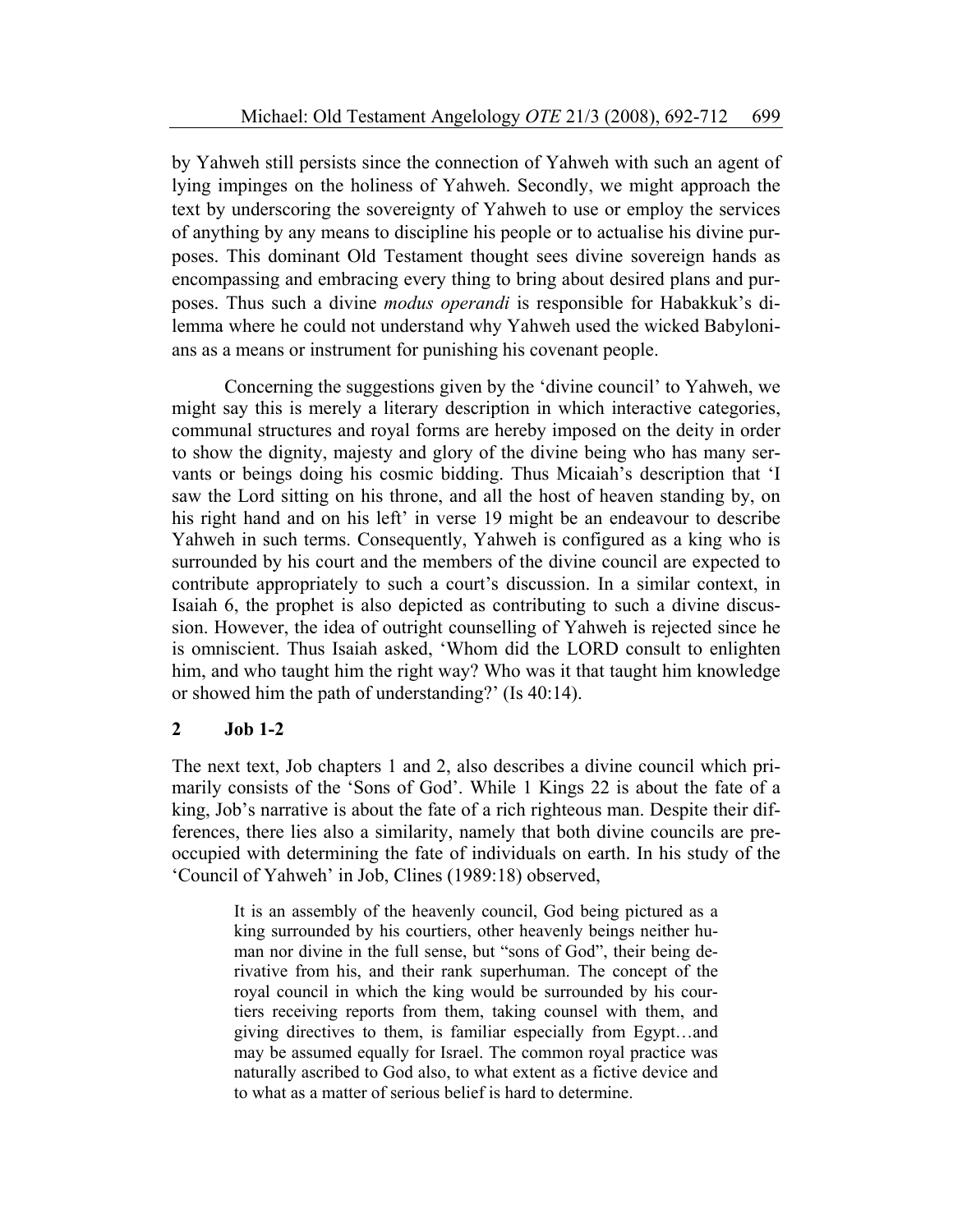by Yahweh still persists since the connection of Yahweh with such an agent of lying impinges on the holiness of Yahweh. Secondly, we might approach the text by underscoring the sovereignty of Yahweh to use or employ the services of anything by any means to discipline his people or to actualise his divine purposes. This dominant Old Testament thought sees divine sovereign hands as encompassing and embracing every thing to bring about desired plans and purposes. Thus such a divine *modus operandi* is responsible for Habakkuk's dilemma where he could not understand why Yahweh used the wicked Babylonians as a means or instrument for punishing his covenant people.

Concerning the suggestions given by the 'divine council' to Yahweh, we might say this is merely a literary description in which interactive categories, communal structures and royal forms are hereby imposed on the deity in order to show the dignity, majesty and glory of the divine being who has many servants or beings doing his cosmic bidding. Thus Micaiah's description that 'I saw the Lord sitting on his throne, and all the host of heaven standing by, on his right hand and on his left' in verse 19 might be an endeavour to describe Yahweh in such terms. Consequently, Yahweh is configured as a king who is surrounded by his court and the members of the divine council are expected to contribute appropriately to such a court's discussion. In a similar context, in Isaiah 6, the prophet is also depicted as contributing to such a divine discussion. However, the idea of outright counselling of Yahweh is rejected since he is omniscient. Thus Isaiah asked, 'Whom did the LORD consult to enlighten him, and who taught him the right way? Who was it that taught him knowledge or showed him the path of understanding?' (Is 40:14).

## 2 Job 1-2

The next text, Job chapters 1 and 2, also describes a divine council which primarily consists of the 'Sons of God'. While 1 Kings 22 is about the fate of a king, Job's narrative is about the fate of a rich righteous man. Despite their differences, there lies also a similarity, namely that both divine councils are preoccupied with determining the fate of individuals on earth. In his study of the 'Council of Yahweh' in Job, Clines (1989:18) observed,

> It is an assembly of the heavenly council, God being pictured as a king surrounded by his courtiers, other heavenly beings neither human nor divine in the full sense, but "sons of God", their being derivative from his, and their rank superhuman. The concept of the royal council in which the king would be surrounded by his courtiers receiving reports from them, taking counsel with them, and giving directives to them, is familiar especially from Egypt…and may be assumed equally for Israel. The common royal practice was naturally ascribed to God also, to what extent as a fictive device and to what as a matter of serious belief is hard to determine.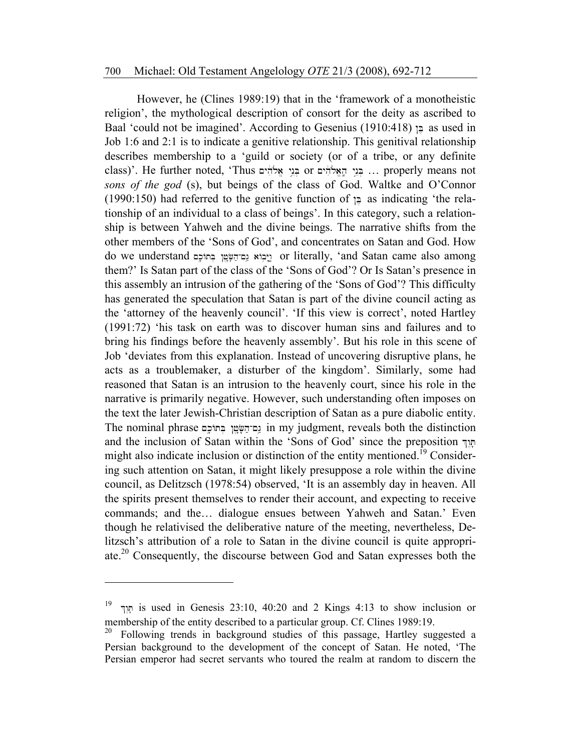However, he (Clines 1989:19) that in the 'framework of a monotheistic religion', the mythological description of consort for the deity as ascribed to Baal 'could not be imagined'. According to Gesenius (1910:418) בֵּן as used in Job 1:6 and 2:1 is to indicate a genitive relationship. This genitival relationship describes membership to a 'guild or society (or of a tribe, or any definite class)'. He further noted, 'Thus בְּנֵי אֱלֹהִים or בְּנֵי הָאֱלֹהִים … properly means not *sons of the god* (s), but beings of the class of God. Waltke and O'Connor (1990:150) had referred to the genitive function of בֵּן as indicating 'the relationship of an individual to a class of beings'. In this category, such a relationship is between Yahweh and the divine beings. The narrative shifts from the other members of the 'Sons of God', and concentrates on Satan and God. How do we understand וַיָּבוֹא גַם־הַשָּׂטָן בְּתוֹכָם or literally, 'and Satan came also among them?' Is Satan part of the class of the 'Sons of God'? Or Is Satan's presence in this assembly an intrusion of the gathering of the 'Sons of God'? This difficulty has generated the speculation that Satan is part of the divine council acting as the 'attorney of the heavenly council'. 'If this view is correct', noted Hartley (1991:72) 'his task on earth was to discover human sins and failures and to bring his findings before the heavenly assembly'. But his role in this scene of Job 'deviates from this explanation. Instead of uncovering disruptive plans, he acts as a troublemaker, a disturber of the kingdom'. Similarly, some had reasoned that Satan is an intrusion to the heavenly court, since his role in the narrative is primarily negative. However, such understanding often imposes on the text the later Jewish-Christian description of Satan as a pure diabolic entity. The nominal phrase גַם־הַשָּׂטָן בְּתוֹכָם in my judgment, reveals both the distinction and the inclusion of Satan within the 'Sons of God' since the preposition תָּוֶךְ might also indicate inclusion or distinction of the entity mentioned.[19] Considering such attention on Satan, it might likely presuppose a role within the divine council, as Delitzsch (1978:54) observed, 'It is an assembly day in heaven. All the spirits present themselves to render their account, and expecting to receive commands; and the… dialogue ensues between Yahweh and Satan.' Even though he relativised the deliberative nature of the meeting, nevertheless, Delitzsch's attribution of a role to Satan in the divine council is quite appropriate.[20] Consequently, the discourse between God and Satan expresses both the

---

[19] תָּוֶךְ is used in Genesis 23:10, 40:20 and 2 Kings 4:13 to show inclusion or membership of the entity described to a particular group. Cf. Clines 1989:19.

[20] Following trends in background studies of this passage, Hartley suggested a Persian background to the development of the concept of Satan. He noted, 'The Persian emperor had secret servants who toured the realm at random to discern the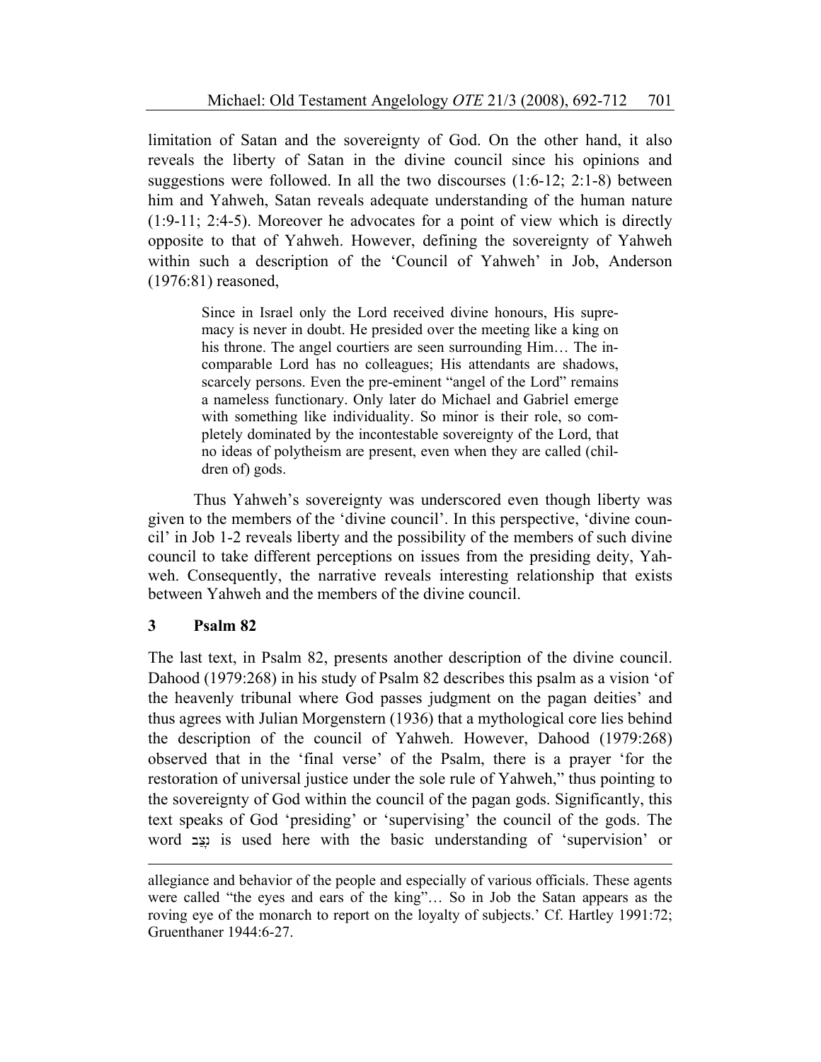limitation of Satan and the sovereignty of God. On the other hand, it also reveals the liberty of Satan in the divine council since his opinions and suggestions were followed. In all the two discourses (1:6-12; 2:1-8) between him and Yahweh, Satan reveals adequate understanding of the human nature (1:9-11; 2:4-5). Moreover he advocates for a point of view which is directly opposite to that of Yahweh. However, defining the sovereignty of Yahweh within such a description of the 'Council of Yahweh' in Job, Anderson (1976:81) reasoned,

> Since in Israel only the Lord received divine honours, His supremacy is never in doubt. He presided over the meeting like a king on his throne. The angel courtiers are seen surrounding Him… The incomparable Lord has no colleagues; His attendants are shadows, scarcely persons. Even the pre-eminent "angel of the Lord" remains a nameless functionary. Only later do Michael and Gabriel emerge with something like individuality. So minor is their role, so completely dominated by the incontestable sovereignty of the Lord, that no ideas of polytheism are present, even when they are called (children of) gods.

Thus Yahweh's sovereignty was underscored even though liberty was given to the members of the 'divine council'. In this perspective, 'divine council' in Job 1-2 reveals liberty and the possibility of the members of such divine council to take different perceptions on issues from the presiding deity, Yahweh. Consequently, the narrative reveals interesting relationship that exists between Yahweh and the members of the divine council.

## 3 Psalm 82

The last text, in Psalm 82, presents another description of the divine council. Dahood (1979:268) in his study of Psalm 82 describes this psalm as a vision 'of the heavenly tribunal where God passes judgment on the pagan deities' and thus agrees with Julian Morgenstern (1936) that a mythological core lies behind the description of the council of Yahweh. However, Dahood (1979:268) observed that in the 'final verse' of the Psalm, there is a prayer 'for the restoration of universal justice under the sole rule of Yahweh," thus pointing to the sovereignty of God within the council of the pagan gods. Significantly, this text speaks of God 'presiding' or 'supervising' the council of the gods. The word נִצָּב is used here with the basic understanding of 'supervision' or

---

allegiance and behavior of the people and especially of various officials. These agents were called "the eyes and ears of the king"… So in Job the Satan appears as the roving eye of the monarch to report on the loyalty of subjects.' Cf. Hartley 1991:72; Gruenthaner 1944:6-27.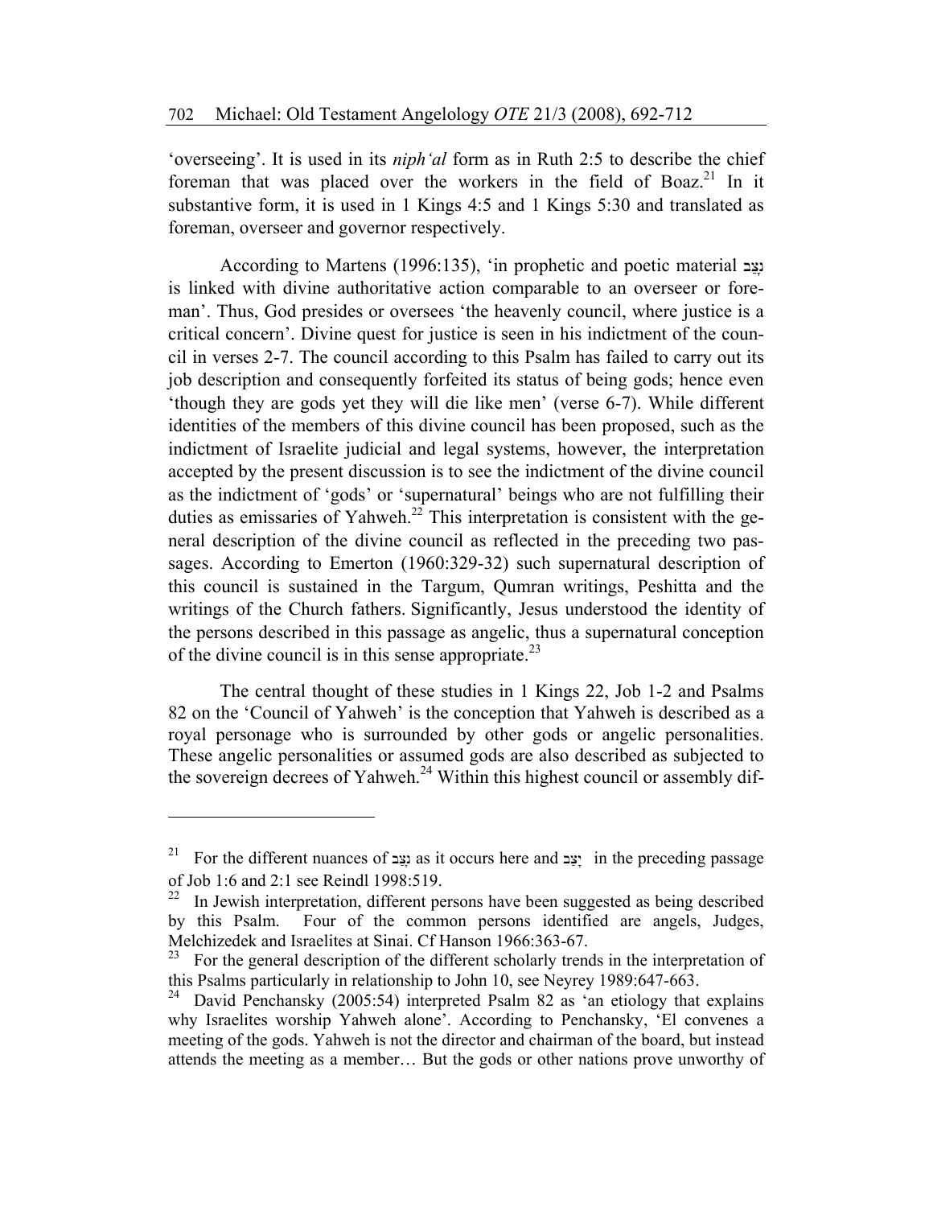'overseeing'. It is used in its *niph'al* form as in Ruth 2:5 to describe the chief foreman that was placed over the workers in the field of Boaz.[21] In it substantive form, it is used in 1 Kings 4:5 and 1 Kings 5:30 and translated as foreman, overseer and governor respectively.

According to Martens (1996:135), 'in prophetic and poetic material נִצָּב is linked with divine authoritative action comparable to an overseer or foreman'. Thus, God presides or oversees 'the heavenly council, where justice is a critical concern'. Divine quest for justice is seen in his indictment of the council in verses 2-7. The council according to this Psalm has failed to carry out its job description and consequently forfeited its status of being gods; hence even 'though they are gods yet they will die like men' (verse 6-7). While different identities of the members of this divine council has been proposed, such as the indictment of Israelite judicial and legal systems, however, the interpretation accepted by the present discussion is to see the indictment of the divine council as the indictment of 'gods' or 'supernatural' beings who are not fulfilling their duties as emissaries of Yahweh.[22] This interpretation is consistent with the general description of the divine council as reflected in the preceding two passages. According to Emerton (1960:329-32) such supernatural description of this council is sustained in the Targum, Qumran writings, Peshitta and the writings of the Church fathers. Significantly, Jesus understood the identity of the persons described in this passage as angelic, thus a supernatural conception of the divine council is in this sense appropriate.[23]

The central thought of these studies in 1 Kings 22, Job 1-2 and Psalms 82 on the 'Council of Yahweh' is the conception that Yahweh is described as a royal personage who is surrounded by other gods or angelic personalities. These angelic personalities or assumed gods are also described as subjected to the sovereign decrees of Yahweh.[24] Within this highest council or assembly dif-

---

[21] For the different nuances of נִצָּב as it occurs here and יָצַב in the preceding passage of Job 1:6 and 2:1 see Reindl 1998:519.

[22] In Jewish interpretation, different persons have been suggested as being described by this Psalm. Four of the common persons identified are angels, Judges, Melchizedek and Israelites at Sinai. Cf Hanson 1966:363-67.

[23] For the general description of the different scholarly trends in the interpretation of this Psalms particularly in relationship to John 10, see Neyrey 1989:647-663.

[24] David Penchansky (2005:54) interpreted Psalm 82 as 'an etiology that explains why Israelites worship Yahweh alone'. According to Penchansky, 'El convenes a meeting of the gods. Yahweh is not the director and chairman of the board, but instead attends the meeting as a member… But the gods or other nations prove unworthy of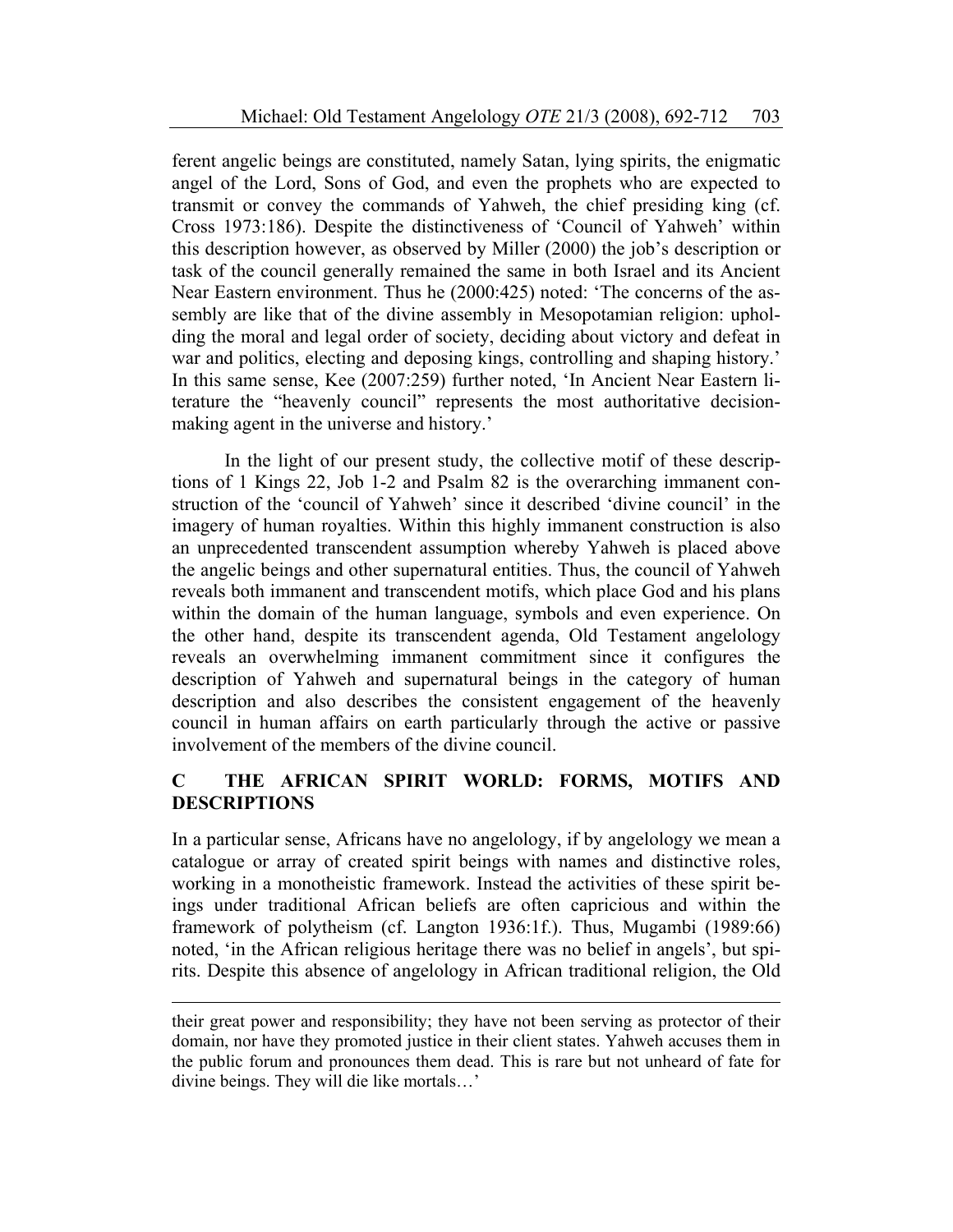ferent angelic beings are constituted, namely Satan, lying spirits, the enigmatic angel of the Lord, Sons of God, and even the prophets who are expected to transmit or convey the commands of Yahweh, the chief presiding king (cf. Cross 1973:186). Despite the distinctiveness of 'Council of Yahweh' within this description however, as observed by Miller (2000) the job's description or task of the council generally remained the same in both Israel and its Ancient Near Eastern environment. Thus he (2000:425) noted: 'The concerns of the assembly are like that of the divine assembly in Mesopotamian religion: upholding the moral and legal order of society, deciding about victory and defeat in war and politics, electing and deposing kings, controlling and shaping history.' In this same sense, Kee (2007:259) further noted, 'In Ancient Near Eastern literature the "heavenly council" represents the most authoritative decision-making agent in the universe and history.'

In the light of our present study, the collective motif of these descriptions of 1 Kings 22, Job 1-2 and Psalm 82 is the overarching immanent construction of the 'council of Yahweh' since it described 'divine council' in the imagery of human royalties. Within this highly immanent construction is also an unprecedented transcendent assumption whereby Yahweh is placed above the angelic beings and other supernatural entities. Thus, the council of Yahweh reveals both immanent and transcendent motifs, which place God and his plans within the domain of the human language, symbols and even experience. On the other hand, despite its transcendent agenda, Old Testament angelology reveals an overwhelming immanent commitment since it configures the description of Yahweh and supernatural beings in the category of human description and also describes the consistent engagement of the heavenly council in human affairs on earth particularly through the active or passive involvement of the members of the divine council.

## C THE AFRICAN SPIRIT WORLD: FORMS, MOTIFS AND DESCRIPTIONS

In a particular sense, Africans have no angelology, if by angelology we mean a catalogue or array of created spirit beings with names and distinctive roles, working in a monotheistic framework. Instead the activities of these spirit beings under traditional African beliefs are often capricious and within the framework of polytheism (cf. Langton 1936:1f.). Thus, Mugambi (1989:66) noted, 'in the African religious heritage there was no belief in angels', but spirits. Despite this absence of angelology in African traditional religion, the Old

---

their great power and responsibility; they have not been serving as protector of their domain, nor have they promoted justice in their client states. Yahweh accuses them in the public forum and pronounces them dead. This is rare but not unheard of fate for divine beings. They will die like mortals…'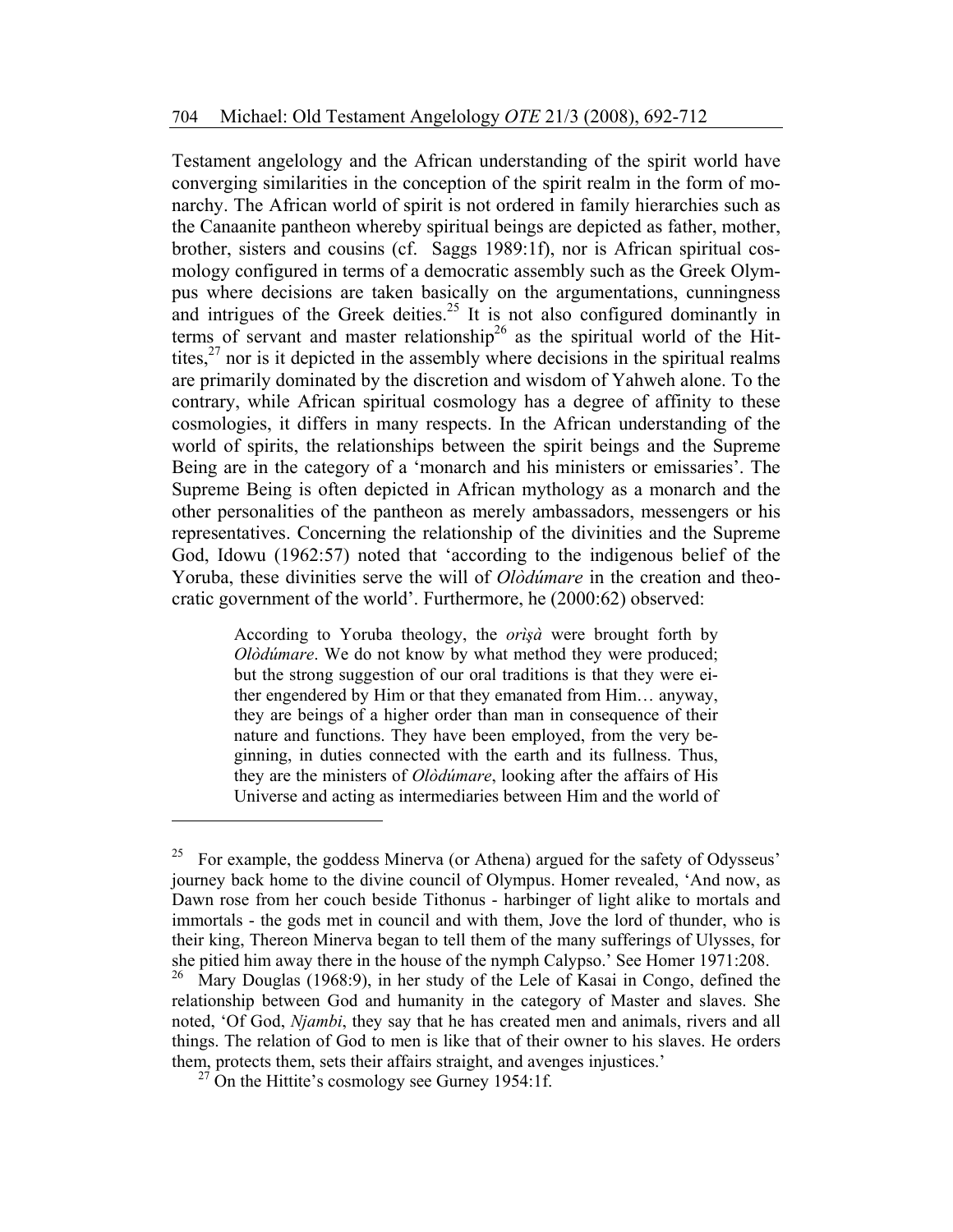Testament angelology and the African understanding of the spirit world have converging similarities in the conception of the spirit realm in the form of monarchy. The African world of spirit is not ordered in family hierarchies such as the Canaanite pantheon whereby spiritual beings are depicted as father, mother, brother, sisters and cousins (cf. Saggs 1989:1f), nor is African spiritual cosmology configured in terms of a democratic assembly such as the Greek Olympus where decisions are taken basically on the argumentations, cunningness and intrigues of the Greek deities.[25] It is not also configured dominantly in terms of servant and master relationship[26] as the spiritual world of the Hittites,[27] nor is it depicted in the assembly where decisions in the spiritual realms are primarily dominated by the discretion and wisdom of Yahweh alone. To the contrary, while African spiritual cosmology has a degree of affinity to these cosmologies, it differs in many respects. In the African understanding of the world of spirits, the relationships between the spirit beings and the Supreme Being are in the category of a 'monarch and his ministers or emissaries'. The Supreme Being is often depicted in African mythology as a monarch and the other personalities of the pantheon as merely ambassadors, messengers or his representatives. Concerning the relationship of the divinities and the Supreme God, Idowu (1962:57) noted that 'according to the indigenous belief of the Yoruba, these divinities serve the will of *Olòdúmare* in the creation and theocratic government of the world'. Furthermore, he (2000:62) observed:

> According to Yoruba theology, the *orìṣà* were brought forth by *Olòdúmare*. We do not know by what method they were produced; but the strong suggestion of our oral traditions is that they were either engendered by Him or that they emanated from Him… anyway, they are beings of a higher order than man in consequence of their nature and functions. They have been employed, from the very beginning, in duties connected with the earth and its fullness. Thus, they are the ministers of *Olòdúmare*, looking after the affairs of His Universe and acting as intermediaries between Him and the world of

---

[25] For example, the goddess Minerva (or Athena) argued for the safety of Odysseus' journey back home to the divine council of Olympus. Homer revealed, 'And now, as Dawn rose from her couch beside Tithonus - harbinger of light alike to mortals and immortals - the gods met in council and with them, Jove the lord of thunder, who is their king, Thereon Minerva began to tell them of the many sufferings of Ulysses, for she pitied him away there in the house of the nymph Calypso.' See Homer 1971:208.

[26] Mary Douglas (1968:9), in her study of the Lele of Kasai in Congo, defined the relationship between God and humanity in the category of Master and slaves. She noted, 'Of God, *Njambi*, they say that he has created men and animals, rivers and all things. The relation of God to men is like that of their owner to his slaves. He orders them, protects them, sets their affairs straight, and avenges injustices.'

[27] On the Hittite's cosmology see Gurney 1954:1f.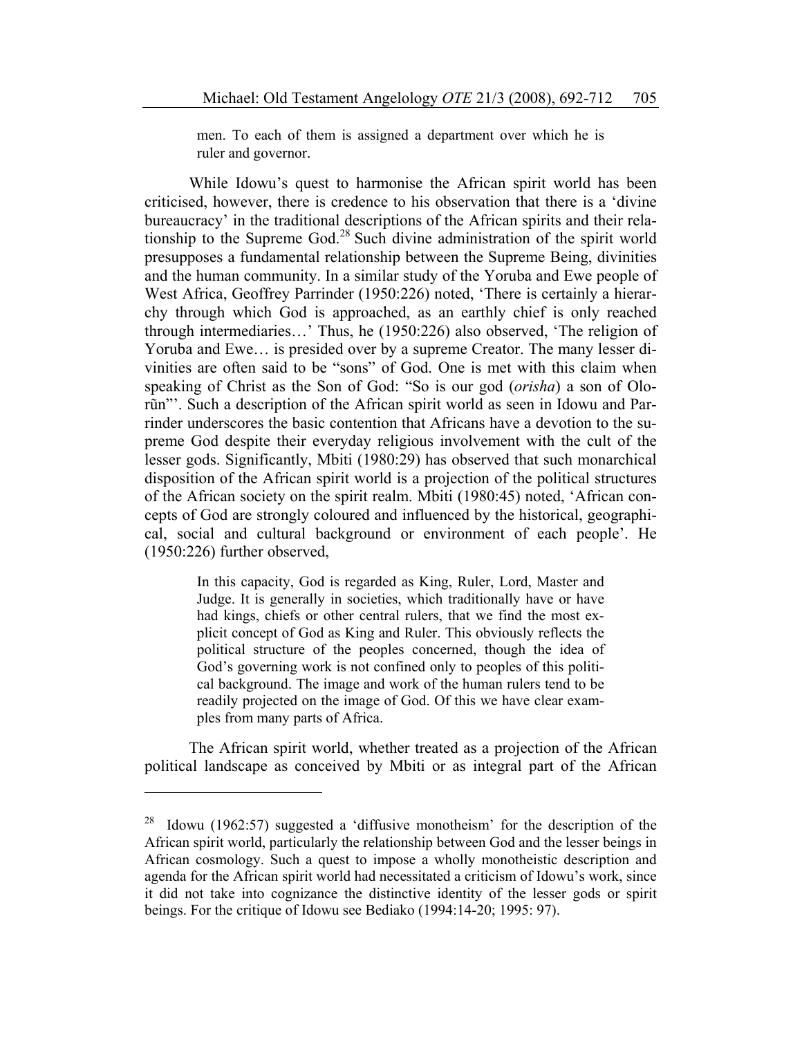> men. To each of them is assigned a department over which he is ruler and governor.

While Idowu's quest to harmonise the African spirit world has been criticised, however, there is credence to his observation that there is a 'divine bureaucracy' in the traditional descriptions of the African spirits and their relationship to the Supreme God.[28] Such divine administration of the spirit world presupposes a fundamental relationship between the Supreme Being, divinities and the human community. In a similar study of the Yoruba and Ewe people of West Africa, Geoffrey Parrinder (1950:226) noted, 'There is certainly a hierarchy through which God is approached, as an earthly chief is only reached through intermediaries…' Thus, he (1950:226) also observed, 'The religion of Yoruba and Ewe… is presided over by a supreme Creator. The many lesser divinities are often said to be "sons" of God. One is met with this claim when speaking of Christ as the Son of God: "So is our god (*orisha*) a son of Olorũn"'. Such a description of the African spirit world as seen in Idowu and Parrinder underscores the basic contention that Africans have a devotion to the supreme God despite their everyday religious involvement with the cult of the lesser gods. Significantly, Mbiti (1980:29) has observed that such monarchical disposition of the African spirit world is a projection of the political structures of the African society on the spirit realm. Mbiti (1980:45) noted, 'African concepts of God are strongly coloured and influenced by the historical, geographical, social and cultural background or environment of each people'. He (1950:226) further observed,

> In this capacity, God is regarded as King, Ruler, Lord, Master and Judge. It is generally in societies, which traditionally have or have had kings, chiefs or other central rulers, that we find the most explicit concept of God as King and Ruler. This obviously reflects the political structure of the peoples concerned, though the idea of God's governing work is not confined only to peoples of this political background. The image and work of the human rulers tend to be readily projected on the image of God. Of this we have clear examples from many parts of Africa.

The African spirit world, whether treated as a projection of the African political landscape as conceived by Mbiti or as integral part of the African

---

[28] Idowu (1962:57) suggested a 'diffusive monotheism' for the description of the African spirit world, particularly the relationship between God and the lesser beings in African cosmology. Such a quest to impose a wholly monotheistic description and agenda for the African spirit world had necessitated a criticism of Idowu's work, since it did not take into cognizance the distinctive identity of the lesser gods or spirit beings. For the critique of Idowu see Bediako (1994:14-20; 1995: 97).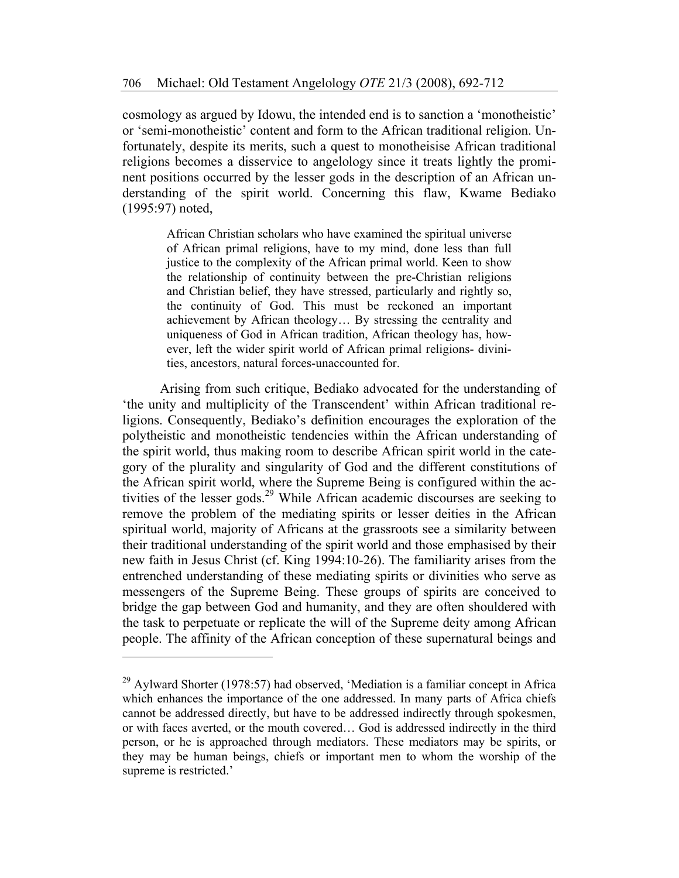cosmology as argued by Idowu, the intended end is to sanction a 'monotheistic' or 'semi-monotheistic' content and form to the African traditional religion. Unfortunately, despite its merits, such a quest to monotheisise African traditional religions becomes a disservice to angelology since it treats lightly the prominent positions occurred by the lesser gods in the description of an African understanding of the spirit world. Concerning this flaw, Kwame Bediako (1995:97) noted,

> African Christian scholars who have examined the spiritual universe of African primal religions, have to my mind, done less than full justice to the complexity of the African primal world. Keen to show the relationship of continuity between the pre-Christian religions and Christian belief, they have stressed, particularly and rightly so, the continuity of God. This must be reckoned an important achievement by African theology… By stressing the centrality and uniqueness of God in African tradition, African theology has, however, left the wider spirit world of African primal religions- divinities, ancestors, natural forces-unaccounted for.

Arising from such critique, Bediako advocated for the understanding of 'the unity and multiplicity of the Transcendent' within African traditional religions. Consequently, Bediako's definition encourages the exploration of the polytheistic and monotheistic tendencies within the African understanding of the spirit world, thus making room to describe African spirit world in the category of the plurality and singularity of God and the different constitutions of the African spirit world, where the Supreme Being is configured within the activities of the lesser gods.[29] While African academic discourses are seeking to remove the problem of the mediating spirits or lesser deities in the African spiritual world, majority of Africans at the grassroots see a similarity between their traditional understanding of the spirit world and those emphasised by their new faith in Jesus Christ (cf. King 1994:10-26). The familiarity arises from the entrenched understanding of these mediating spirits or divinities who serve as messengers of the Supreme Being. These groups of spirits are conceived to bridge the gap between God and humanity, and they are often shouldered with the task to perpetuate or replicate the will of the Supreme deity among African people. The affinity of the African conception of these supernatural beings and

---

[29] Aylward Shorter (1978:57) had observed, 'Mediation is a familiar concept in Africa which enhances the importance of the one addressed. In many parts of Africa chiefs cannot be addressed directly, but have to be addressed indirectly through spokesmen, or with faces averted, or the mouth covered… God is addressed indirectly in the third person, or he is approached through mediators. These mediators may be spirits, or they may be human beings, chiefs or important men to whom the worship of the supreme is restricted.'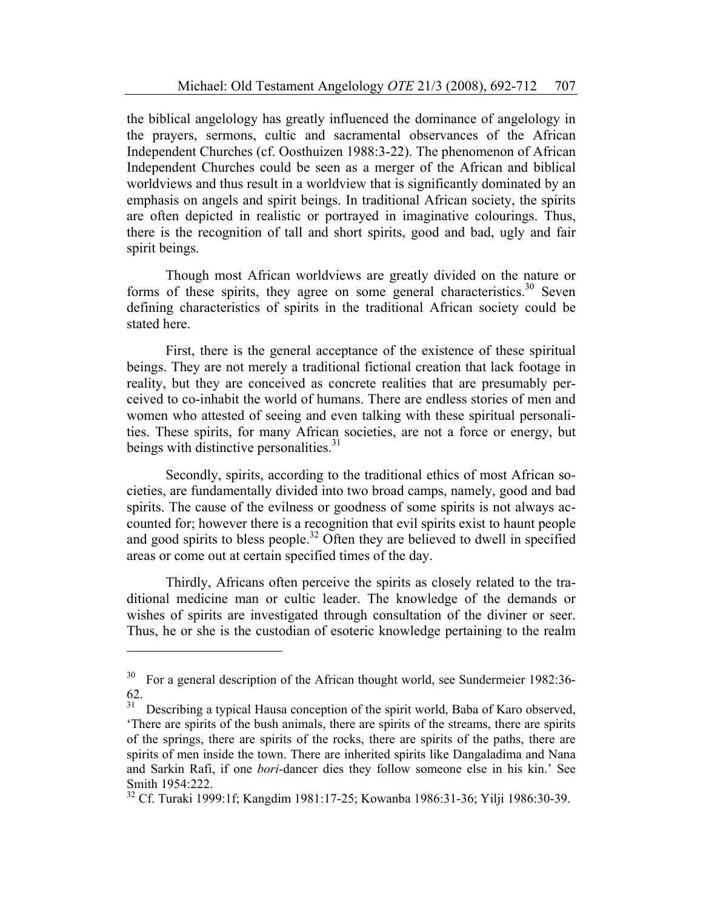the biblical angelology has greatly influenced the dominance of angelology in the prayers, sermons, cultic and sacramental observances of the African Independent Churches (cf. Oosthuizen 1988:3-22). The phenomenon of African Independent Churches could be seen as a merger of the African and biblical worldviews and thus result in a worldview that is significantly dominated by an emphasis on angels and spirit beings. In traditional African society, the spirits are often depicted in realistic or portrayed in imaginative colourings. Thus, there is the recognition of tall and short spirits, good and bad, ugly and fair spirit beings.

Though most African worldviews are greatly divided on the nature or forms of these spirits, they agree on some general characteristics.[30] Seven defining characteristics of spirits in the traditional African society could be stated here.

First, there is the general acceptance of the existence of these spiritual beings. They are not merely a traditional fictional creation that lack footage in reality, but they are conceived as concrete realities that are presumably perceived to co-inhabit the world of humans. There are endless stories of men and women who attested of seeing and even talking with these spiritual personalities. These spirits, for many African societies, are not a force or energy, but beings with distinctive personalities.[31]

Secondly, spirits, according to the traditional ethics of most African societies, are fundamentally divided into two broad camps, namely, good and bad spirits. The cause of the evilness or goodness of some spirits is not always accounted for; however there is a recognition that evil spirits exist to haunt people and good spirits to bless people.[32] Often they are believed to dwell in specified areas or come out at certain specified times of the day.

Thirdly, Africans often perceive the spirits as closely related to the traditional medicine man or cultic leader. The knowledge of the demands or wishes of spirits are investigated through consultation of the diviner or seer. Thus, he or she is the custodian of esoteric knowledge pertaining to the realm

---

[30] For a general description of the African thought world, see Sundermeier 1982:36-62.

[31] Describing a typical Hausa conception of the spirit world, Baba of Karo observed, 'There are spirits of the bush animals, there are spirits of the streams, there are spirits of the springs, there are spirits of the rocks, there are spirits of the paths, there are spirits of men inside the town. There are inherited spirits like Dangaladima and Nana and Sarkin Rafi, if one *bori*-dancer dies they follow someone else in his kin.' See Smith 1954:222.

[32] Cf. Turaki 1999:1f; Kangdim 1981:17-25; Kowanba 1986:31-36; Yilji 1986:30-39.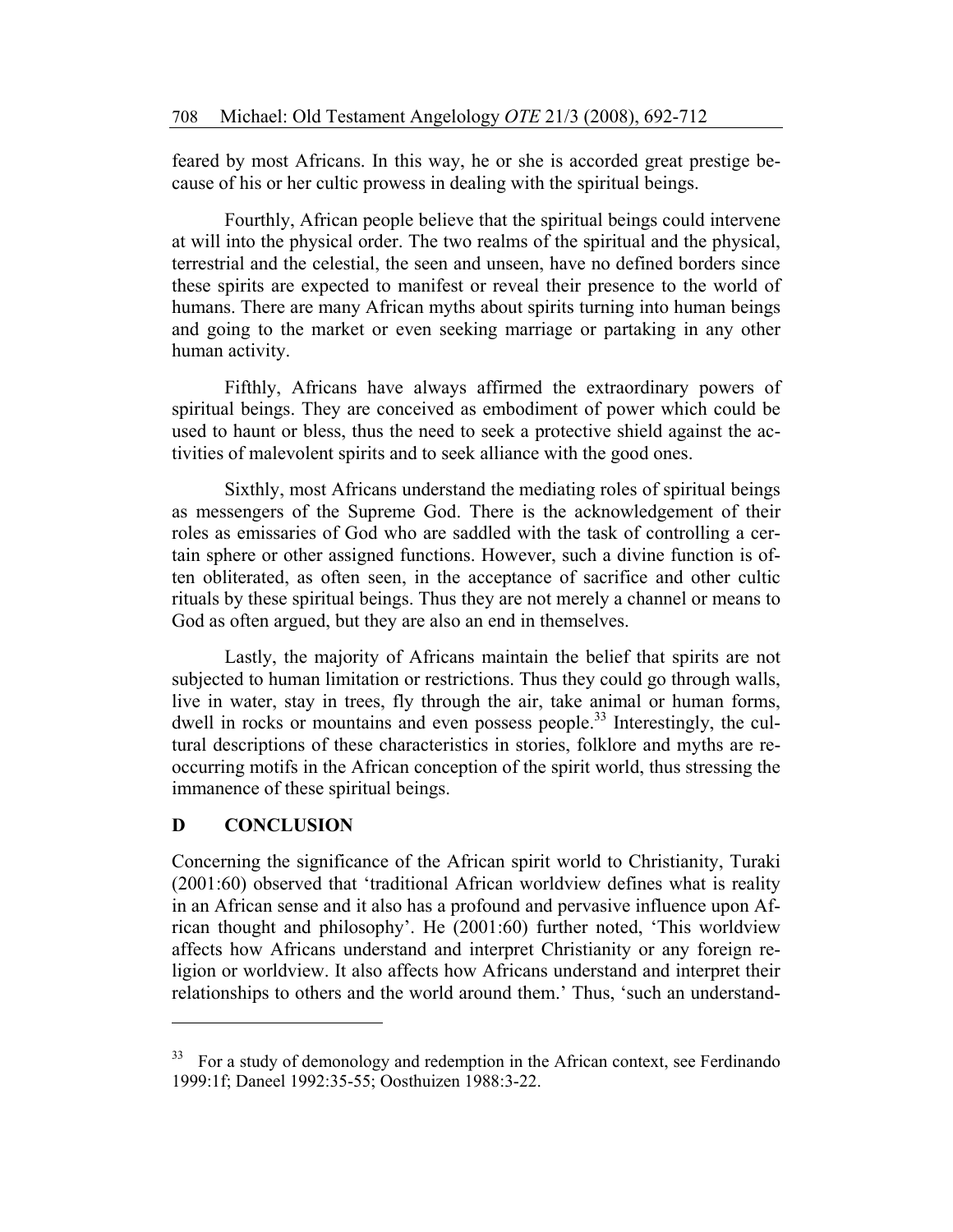feared by most Africans. In this way, he or she is accorded great prestige because of his or her cultic prowess in dealing with the spiritual beings.

Fourthly, African people believe that the spiritual beings could intervene at will into the physical order. The two realms of the spiritual and the physical, terrestrial and the celestial, the seen and unseen, have no defined borders since these spirits are expected to manifest or reveal their presence to the world of humans. There are many African myths about spirits turning into human beings and going to the market or even seeking marriage or partaking in any other human activity.

Fifthly, Africans have always affirmed the extraordinary powers of spiritual beings. They are conceived as embodiment of power which could be used to haunt or bless, thus the need to seek a protective shield against the activities of malevolent spirits and to seek alliance with the good ones.

Sixthly, most Africans understand the mediating roles of spiritual beings as messengers of the Supreme God. There is the acknowledgement of their roles as emissaries of God who are saddled with the task of controlling a certain sphere or other assigned functions. However, such a divine function is often obliterated, as often seen, in the acceptance of sacrifice and other cultic rituals by these spiritual beings. Thus they are not merely a channel or means to God as often argued, but they are also an end in themselves.

Lastly, the majority of Africans maintain the belief that spirits are not subjected to human limitation or restrictions. Thus they could go through walls, live in water, stay in trees, fly through the air, take animal or human forms, dwell in rocks or mountains and even possess people.[33] Interestingly, the cultural descriptions of these characteristics in stories, folklore and myths are reoccurring motifs in the African conception of the spirit world, thus stressing the immanence of these spiritual beings.

## D CONCLUSION

Concerning the significance of the African spirit world to Christianity, Turaki (2001:60) observed that 'traditional African worldview defines what is reality in an African sense and it also has a profound and pervasive influence upon African thought and philosophy'. He (2001:60) further noted, 'This worldview affects how Africans understand and interpret Christianity or any foreign religion or worldview. It also affects how Africans understand and interpret their relationships to others and the world around them.' Thus, 'such an understand-

---

[33] For a study of demonology and redemption in the African context, see Ferdinando 1999:1f; Daneel 1992:35-55; Oosthuizen 1988:3-22.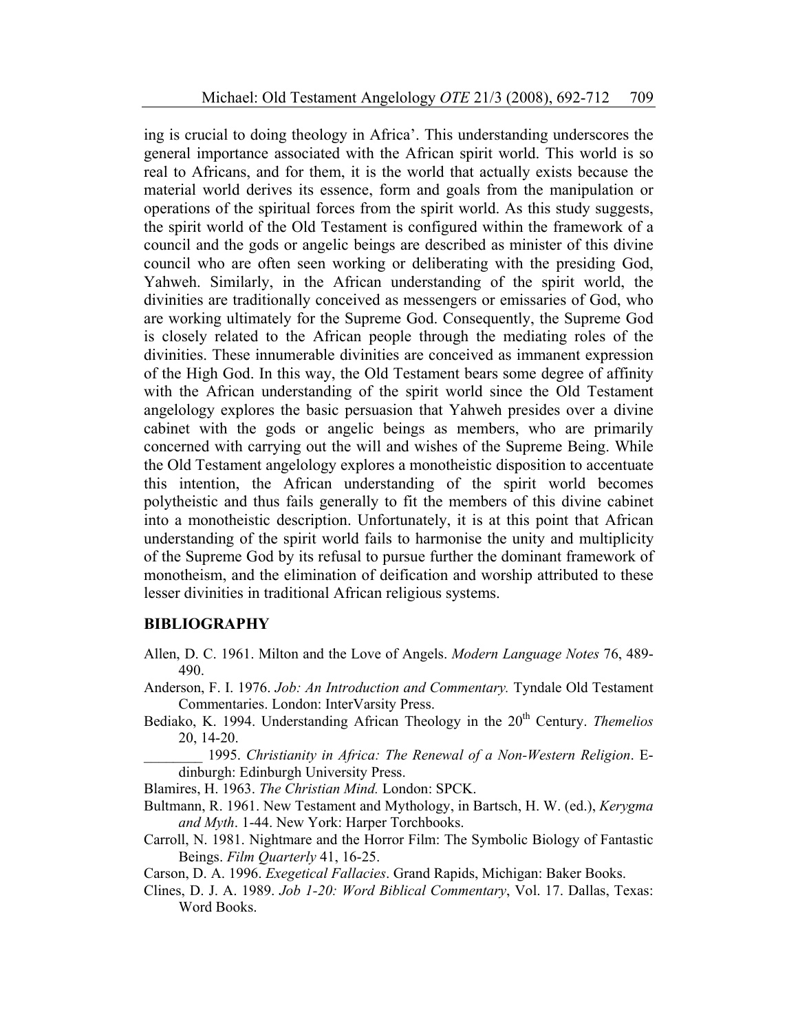ing is crucial to doing theology in Africa'. This understanding underscores the general importance associated with the African spirit world. This world is so real to Africans, and for them, it is the world that actually exists because the material world derives its essence, form and goals from the manipulation or operations of the spiritual forces from the spirit world. As this study suggests, the spirit world of the Old Testament is configured within the framework of a council and the gods or angelic beings are described as minister of this divine council who are often seen working or deliberating with the presiding God, Yahweh. Similarly, in the African understanding of the spirit world, the divinities are traditionally conceived as messengers or emissaries of God, who are working ultimately for the Supreme God. Consequently, the Supreme God is closely related to the African people through the mediating roles of the divinities. These innumerable divinities are conceived as immanent expression of the High God. In this way, the Old Testament bears some degree of affinity with the African understanding of the spirit world since the Old Testament angelology explores the basic persuasion that Yahweh presides over a divine cabinet with the gods or angelic beings as members, who are primarily concerned with carrying out the will and wishes of the Supreme Being. While the Old Testament angelology explores a monotheistic disposition to accentuate this intention, the African understanding of the spirit world becomes polytheistic and thus fails generally to fit the members of this divine cabinet into a monotheistic description. Unfortunately, it is at this point that African understanding of the spirit world fails to harmonise the unity and multiplicity of the Supreme God by its refusal to pursue further the dominant framework of monotheism, and the elimination of deification and worship attributed to these lesser divinities in traditional African religious systems.

## BIBLIOGRAPHY

Allen, D. C. 1961. Milton and the Love of Angels. *Modern Language Notes* 76, 489-490.

Anderson, F. I. 1976. *Job: An Introduction and Commentary.* Tyndale Old Testament Commentaries. London: InterVarsity Press.

Bediako, K. 1994. Understanding African Theology in the 20th Century. *Themelios* 20, 14-20.

________ 1995. *Christianity in Africa: The Renewal of a Non-Western Religion*. Edinburgh: Edinburgh University Press.

Blamires, H. 1963. *The Christian Mind.* London: SPCK.

Bultmann, R. 1961. New Testament and Mythology, in Bartsch, H. W. (ed.), *Kerygma and Myth*. 1-44. New York: Harper Torchbooks.

Carroll, N. 1981. Nightmare and the Horror Film: The Symbolic Biology of Fantastic Beings. *Film Quarterly* 41, 16-25.

Carson, D. A. 1996. *Exegetical Fallacies*. Grand Rapids, Michigan: Baker Books.

Clines, D. J. A. 1989. *Job 1-20: Word Biblical Commentary*, Vol. 17. Dallas, Texas: Word Books.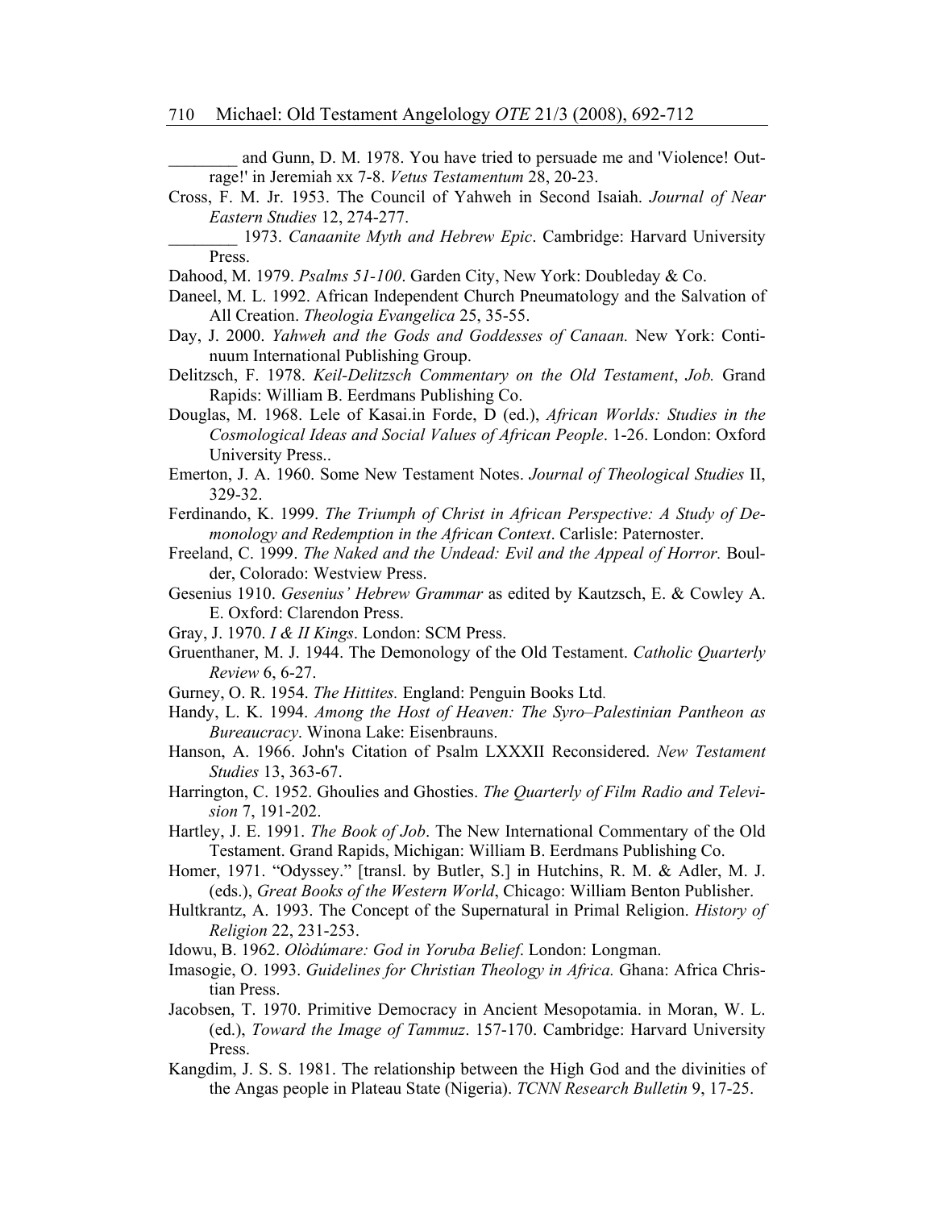________ and Gunn, D. M. 1978. You have tried to persuade me and 'Violence! Outrage!' in Jeremiah xx 7-8. *Vetus Testamentum* 28, 20-23.

Cross, F. M. Jr. 1953. The Council of Yahweh in Second Isaiah. *Journal of Near Eastern Studies* 12, 274-277.

________ 1973. *Canaanite Myth and Hebrew Epic*. Cambridge: Harvard University Press.

Dahood, M. 1979. *Psalms 51-100*. Garden City, New York: Doubleday & Co.

Daneel, M. L. 1992. African Independent Church Pneumatology and the Salvation of All Creation. *Theologia Evangelica* 25, 35-55.

Day, J. 2000. *Yahweh and the Gods and Goddesses of Canaan.* New York: Continuum International Publishing Group.

Delitzsch, F. 1978. *Keil-Delitzsch Commentary on the Old Testament*, *Job.* Grand Rapids: William B. Eerdmans Publishing Co.

Douglas, M. 1968. Lele of Kasai.in Forde, D (ed.), *African Worlds: Studies in the Cosmological Ideas and Social Values of African People*. 1-26. London: Oxford University Press..

Emerton, J. A. 1960. Some New Testament Notes. *Journal of Theological Studies* II, 329-32.

Ferdinando, K. 1999. *The Triumph of Christ in African Perspective: A Study of Demonology and Redemption in the African Context*. Carlisle: Paternoster.

Freeland, C. 1999. *The Naked and the Undead: Evil and the Appeal of Horror.* Boulder, Colorado: Westview Press.

Gesenius 1910. *Gesenius' Hebrew Grammar* as edited by Kautzsch, E. & Cowley A. E. Oxford: Clarendon Press.

Gray, J. 1970. *I & II Kings*. London: SCM Press.

Gruenthaner, M. J. 1944. The Demonology of the Old Testament. *Catholic Quarterly Review* 6, 6-27.

Gurney, O. R. 1954. *The Hittites.* England: Penguin Books Ltd.

Handy, L. K. 1994. *Among the Host of Heaven: The Syro–Palestinian Pantheon as Bureaucracy*. Winona Lake: Eisenbrauns.

Hanson, A. 1966. John's Citation of Psalm LXXXII Reconsidered. *New Testament Studies* 13, 363-67.

Harrington, C. 1952. Ghoulies and Ghosties. *The Quarterly of Film Radio and Television* 7, 191-202.

Hartley, J. E. 1991. *The Book of Job*. The New International Commentary of the Old Testament. Grand Rapids, Michigan: William B. Eerdmans Publishing Co.

Homer, 1971. "Odyssey." [transl. by Butler, S.] in Hutchins, R. M. & Adler, M. J. (eds.), *Great Books of the Western World*, Chicago: William Benton Publisher.

Hultkrantz, A. 1993. The Concept of the Supernatural in Primal Religion. *History of Religion* 22, 231-253.

Idowu, B. 1962. *Olòdúmare: God in Yoruba Belief*. London: Longman.

Imasogie, O. 1993. *Guidelines for Christian Theology in Africa.* Ghana: Africa Christian Press.

Jacobsen, T. 1970. Primitive Democracy in Ancient Mesopotamia. in Moran, W. L. (ed.), *Toward the Image of Tammuz*. 157-170. Cambridge: Harvard University Press.

Kangdim, J. S. S. 1981. The relationship between the High God and the divinities of the Angas people in Plateau State (Nigeria). *TCNN Research Bulletin* 9, 17-25.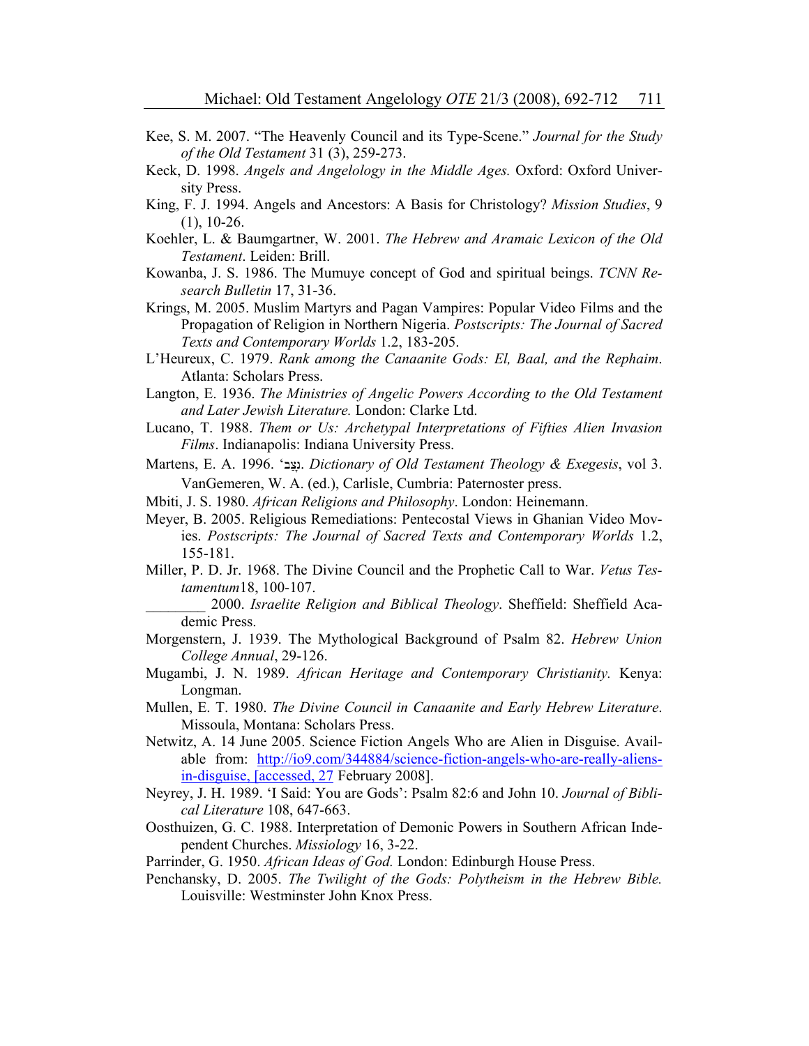Kee, S. M. 2007. "The Heavenly Council and its Type-Scene." *Journal for the Study of the Old Testament* 31 (3), 259-273.

Keck, D. 1998. *Angels and Angelology in the Middle Ages.* Oxford: Oxford University Press.

King, F. J. 1994. Angels and Ancestors: A Basis for Christology? *Mission Studies*, 9 (1), 10-26.

Koehler, L. & Baumgartner, W. 2001. *The Hebrew and Aramaic Lexicon of the Old Testament*. Leiden: Brill.

Kowanba, J. S. 1986. The Mumuye concept of God and spiritual beings. *TCNN Research Bulletin* 17, 31-36.

Krings, M. 2005. Muslim Martyrs and Pagan Vampires: Popular Video Films and the Propagation of Religion in Northern Nigeria. *Postscripts: The Journal of Sacred Texts and Contemporary Worlds* 1.2, 183-205.

L'Heureux, C. 1979. *Rank among the Canaanite Gods: El, Baal, and the Rephaim*. Atlanta: Scholars Press.

Langton, E. 1936. *The Ministries of Angelic Powers According to the Old Testament and Later Jewish Literature.* London: Clarke Ltd.

Lucano, T. 1988. *Them or Us: Archetypal Interpretations of Fifties Alien Invasion Films*. Indianapolis: Indiana University Press.

Martens, E. A. 1996. 'נָצַב. *Dictionary of Old Testament Theology & Exegesis*, vol 3. VanGemeren, W. A. (ed.), Carlisle, Cumbria: Paternoster press.

Mbiti, J. S. 1980. *African Religions and Philosophy*. London: Heinemann.

Meyer, B. 2005. Religious Remediations: Pentecostal Views in Ghanian Video Movies. *Postscripts: The Journal of Sacred Texts and Contemporary Worlds* 1.2, 155-181.

Miller, P. D. Jr. 1968. The Divine Council and the Prophetic Call to War. *Vetus Testamentum*18, 100-107.

________ 2000. *Israelite Religion and Biblical Theology*. Sheffield: Sheffield Academic Press.

Morgenstern, J. 1939. The Mythological Background of Psalm 82. *Hebrew Union College Annual*, 29-126.

Mugambi, J. N. 1989. *African Heritage and Contemporary Christianity.* Kenya: Longman.

Mullen, E. T. 1980. *The Divine Council in Canaanite and Early Hebrew Literature*. Missoula, Montana: Scholars Press.

Netwitz, A. 14 June 2005. Science Fiction Angels Who are Alien in Disguise. Available from: http://io9.com/344884/science-fiction-angels-who-are-really-aliens-in-disguise, [accessed, 27 February 2008].

Neyrey, J. H. 1989. 'I Said: You are Gods': Psalm 82:6 and John 10. *Journal of Biblical Literature* 108, 647-663.

Oosthuizen, G. C. 1988. Interpretation of Demonic Powers in Southern African Independent Churches. *Missiology* 16, 3-22.

Parrinder, G. 1950. *African Ideas of God.* London: Edinburgh House Press.

Penchansky, D. 2005. *The Twilight of the Gods: Polytheism in the Hebrew Bible.* Louisville: Westminster John Knox Press.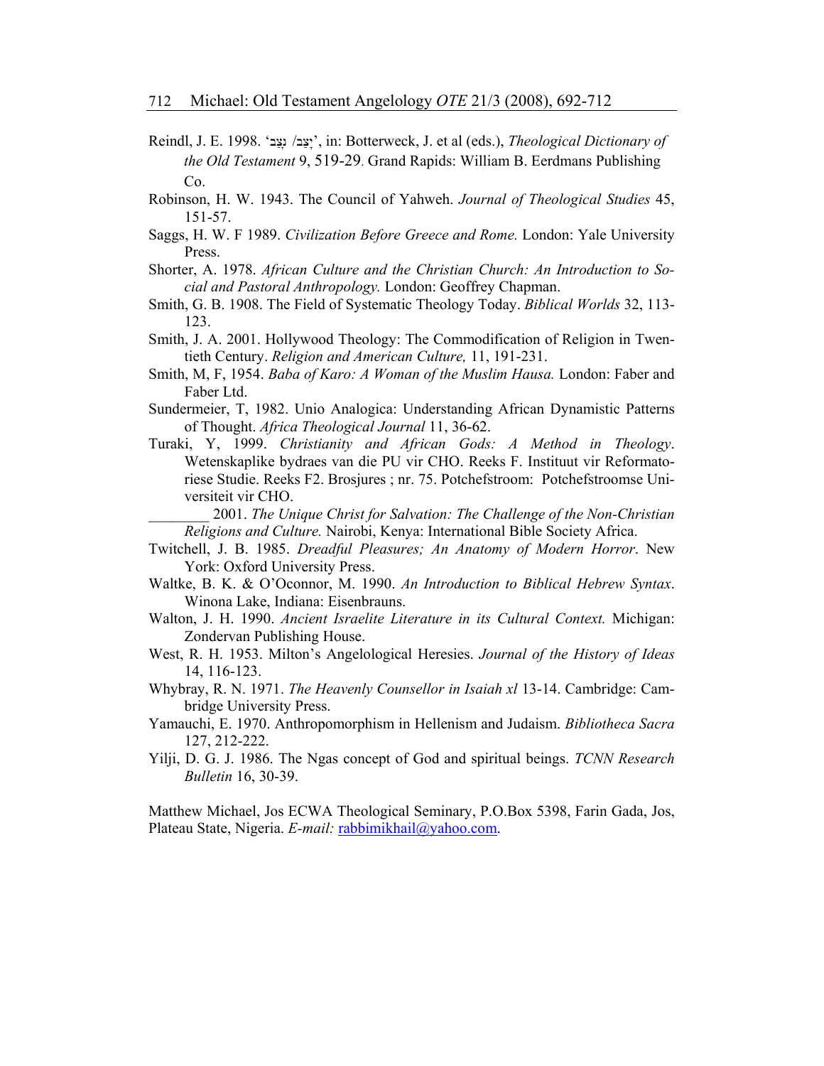Reindl, J. E. 1998. 'נָצַב /יָצַב', in: Botterweck, J. et al (eds.), *Theological Dictionary of the Old Testament* 9, 519-29. Grand Rapids: William B. Eerdmans Publishing Co.

Robinson, H. W. 1943. The Council of Yahweh. *Journal of Theological Studies* 45, 151-57.

Saggs, H. W. F 1989. *Civilization Before Greece and Rome.* London: Yale University Press.

Shorter, A. 1978. *African Culture and the Christian Church: An Introduction to Social and Pastoral Anthropology.* London: Geoffrey Chapman.

Smith, G. B. 1908. The Field of Systematic Theology Today. *Biblical Worlds* 32, 113-123.

Smith, J. A. 2001. Hollywood Theology: The Commodification of Religion in Twentieth Century. *Religion and American Culture,* 11, 191-231.

Smith, M, F, 1954. *Baba of Karo: A Woman of the Muslim Hausa.* London: Faber and Faber Ltd.

Sundermeier, T, 1982. Unio Analogica: Understanding African Dynamistic Patterns of Thought. *Africa Theological Journal* 11, 36-62.

Turaki, Y, 1999. *Christianity and African Gods: A Method in Theology*. Wetenskaplike bydraes van die PU vir CHO. Reeks F. Instituut vir Reformatoriese Studie. Reeks F2. Brosjures ; nr. 75. Potchefstroom: Potchefstroomse Universiteit vir CHO.

________ 2001. *The Unique Christ for Salvation: The Challenge of the Non-Christian Religions and Culture.* Nairobi, Kenya: International Bible Society Africa.

Twitchell, J. B. 1985. *Dreadful Pleasures; An Anatomy of Modern Horror*. New York: Oxford University Press.

Waltke, B. K. & O'Oconnor, M. 1990. *An Introduction to Biblical Hebrew Syntax*. Winona Lake, Indiana: Eisenbrauns.

Walton, J. H. 1990. *Ancient Israelite Literature in its Cultural Context.* Michigan: Zondervan Publishing House.

West, R. H. 1953. Milton's Angelological Heresies. *Journal of the History of Ideas* 14, 116-123.

Whybray, R. N. 1971. *The Heavenly Counsellor in Isaiah xl* 13-14. Cambridge: Cambridge University Press.

Yamauchi, E. 1970. Anthropomorphism in Hellenism and Judaism. *Bibliotheca Sacra* 127, 212-222.

Yilji, D. G. J. 1986. The Ngas concept of God and spiritual beings. *TCNN Research Bulletin* 16, 30-39.

Matthew Michael, Jos ECWA Theological Seminary, P.O.Box 5398, Farin Gada, Jos, Plateau State, Nigeria. *E-mail:* rabbimikhail@yahoo.com.